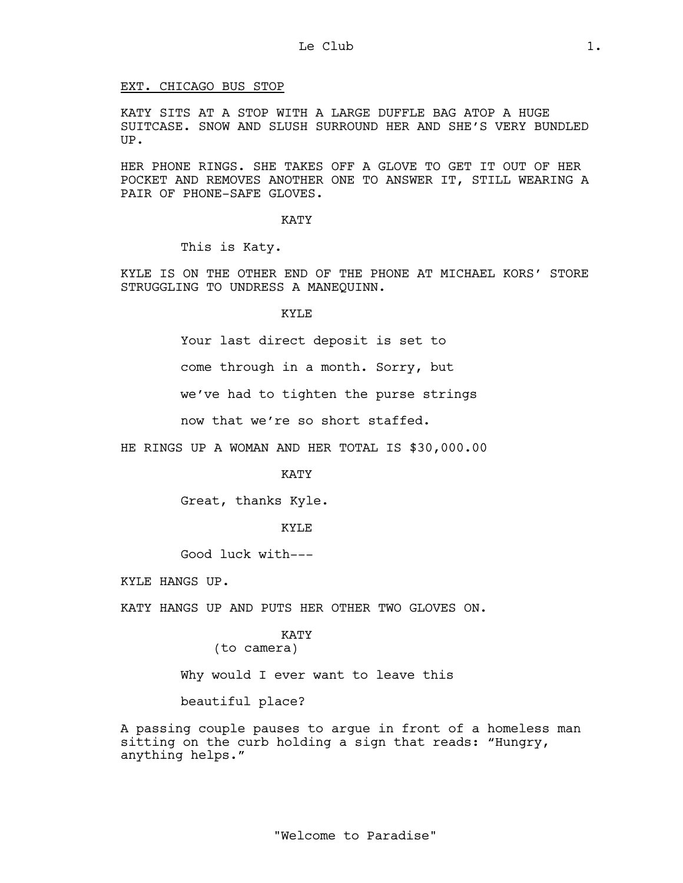EXT. CHICAGO BUS STOP

KATY SITS AT A STOP WITH A LARGE DUFFLE BAG ATOP A HUGE SUITCASE. SNOW AND SLUSH SURROUND HER AND SHE'S VERY BUNDLED UP.

HER PHONE RINGS. SHE TAKES OFF A GLOVE TO GET IT OUT OF HER POCKET AND REMOVES ANOTHER ONE TO ANSWER IT, STILL WEARING A PAIR OF PHONE-SAFE GLOVES.

KATY

This is Katy.

KYLE IS ON THE OTHER END OF THE PHONE AT MICHAEL KORS' STORE STRUGGLING TO UNDRESS A MANEQUINN.

KYLE

Your last direct deposit is set to come through in a month. Sorry, but we've had to tighten the purse strings now that we're so short staffed.

HE RINGS UP A WOMAN AND HER TOTAL IS $30,000.00

KATY

Great, thanks Kyle.

KYLE

Good luck with---

KYLE HANGS UP.

KATY HANGS UP AND PUTS HER OTHER TWO GLOVES ON.

KATY
(to camera)

Why would I ever want to leave this beautiful place?

A passing couple pauses to argue in front of a homeless man sitting on the curb holding a sign that reads: "Hungry, anything helps."

"Welcome to Paradise"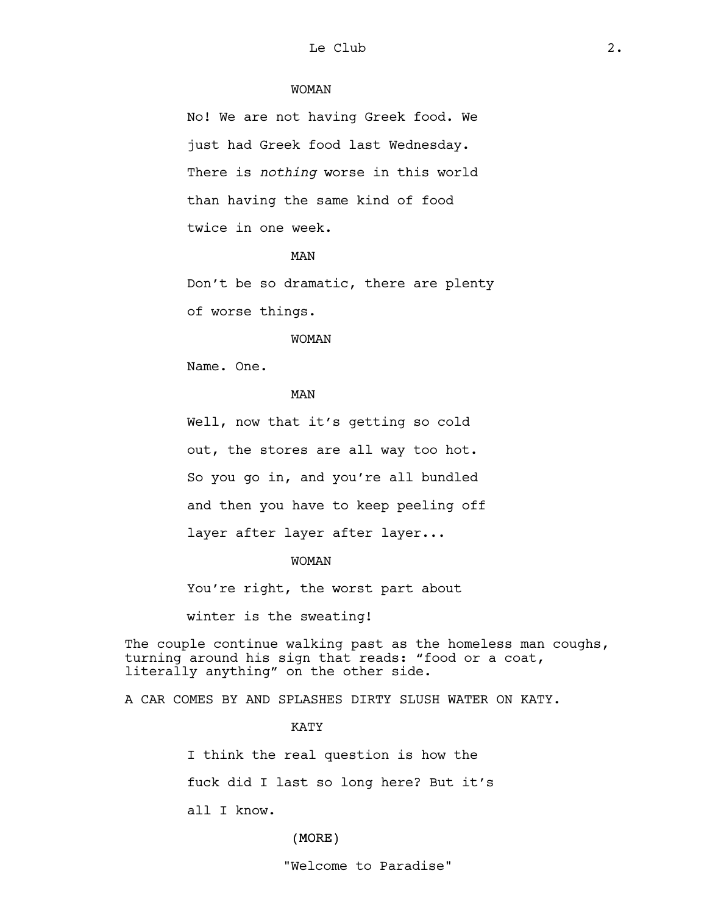WOMAN

No! We are not having Greek food. We just had Greek food last Wednesday. There is *nothing* worse in this world than having the same kind of food twice in one week.

MAN

Don’t be so dramatic, there are plenty of worse things.

WOMAN

Name. One.

MAN

Well, now that it’s getting so cold out, the stores are all way too hot. So you go in, and you’re all bundled and then you have to keep peeling off layer after layer after layer...

WOMAN

You’re right, the worst part about winter is the sweating!

The couple continue walking past as the homeless man coughs, turning around his sign that reads: “food or a coat, literally anything” on the other side.

A CAR COMES BY AND SPLASHES DIRTY SLUSH WATER ON KATY.

KATY

I think the real question is how the fuck did I last so long here? But it’s all I know.

(MORE)

"Welcome to Paradise"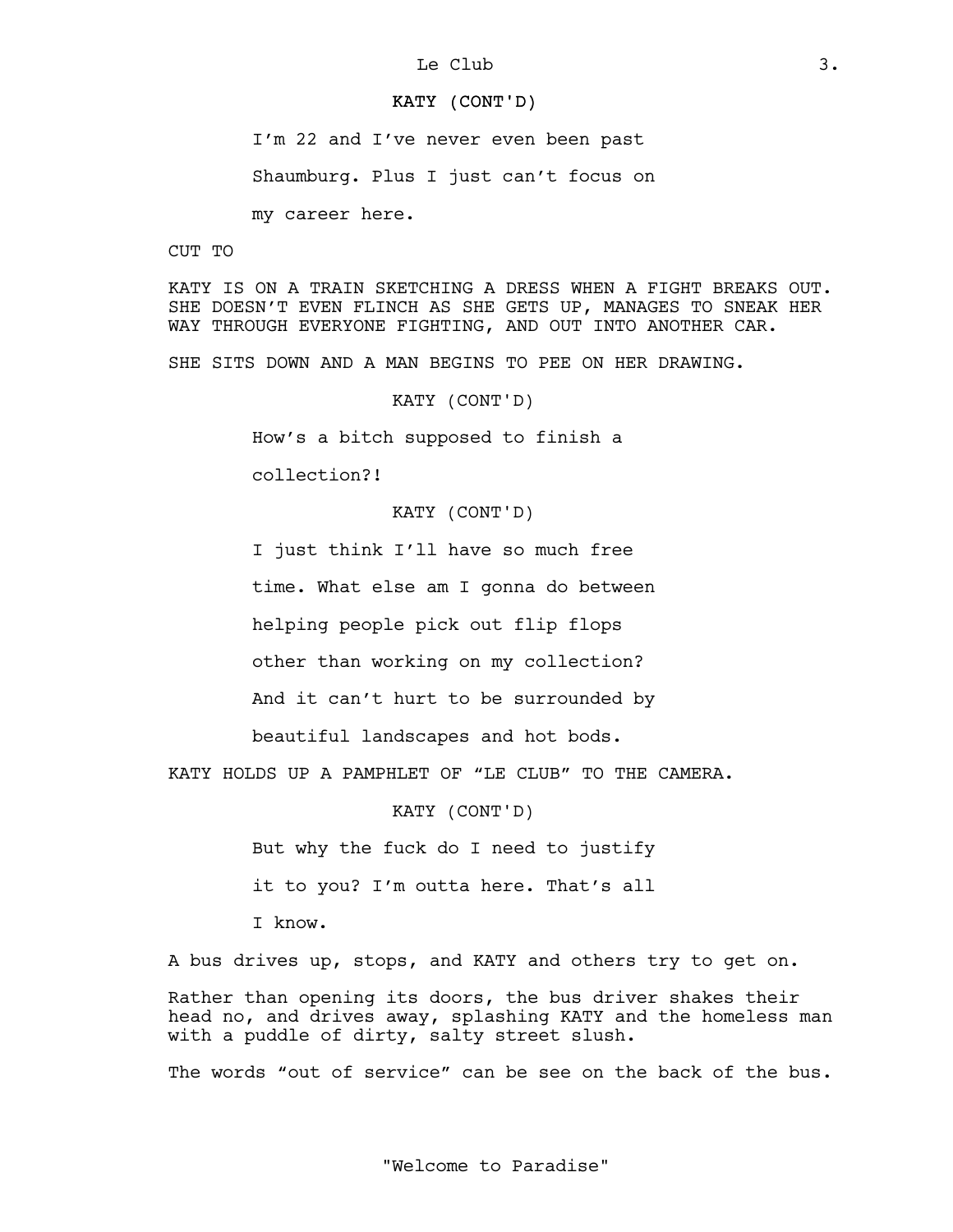KATY (CONT'D)

I'm 22 and I've never even been past Shaumburg. Plus I just can't focus on my career here.

CUT TO

KATY IS ON A TRAIN SKETCHING A DRESS WHEN A FIGHT BREAKS OUT. SHE DOESN'T EVEN FLINCH AS SHE GETS UP, MANAGES TO SNEAK HER WAY THROUGH EVERYONE FIGHTING, AND OUT INTO ANOTHER CAR.

SHE SITS DOWN AND A MAN BEGINS TO PEE ON HER DRAWING.

KATY (CONT'D)

How's a bitch supposed to finish a collection?!

KATY (CONT'D)

I just think I'll have so much free time. What else am I gonna do between helping people pick out flip flops other than working on my collection? And it can't hurt to be surrounded by beautiful landscapes and hot bods.

KATY HOLDS UP A PAMPHLET OF "LE CLUB" TO THE CAMERA.

KATY (CONT'D)

But why the fuck do I need to justify it to you? I'm outta here. That's all I know.

A bus drives up, stops, and KATY and others try to get on.

Rather than opening its doors, the bus driver shakes their head no, and drives away, splashing KATY and the homeless man with a puddle of dirty, salty street slush.

The words "out of service" can be see on the back of the bus.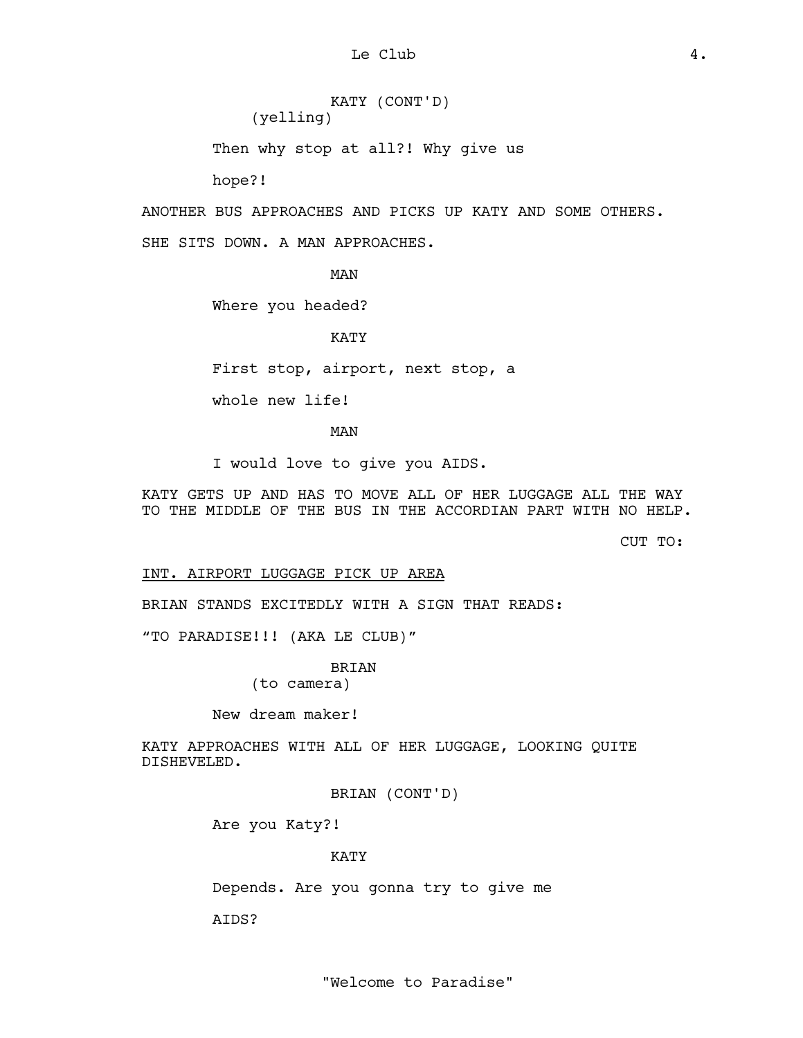KATY (CONT'D)
(yelling)

Then why stop at all?! Why give us hope?!

ANOTHER BUS APPROACHES AND PICKS UP KATY AND SOME OTHERS. SHE SITS DOWN. A MAN APPROACHES.

MAN

Where you headed?

KATY

First stop, airport, next stop, a whole new life!

MAN

I would love to give you AIDS.

KATY GETS UP AND HAS TO MOVE ALL OF HER LUGGAGE ALL THE WAY TO THE MIDDLE OF THE BUS IN THE ACCORDIAN PART WITH NO HELP.

CUT TO:

INT. AIRPORT LUGGAGE PICK UP AREA

BRIAN STANDS EXCITEDLY WITH A SIGN THAT READS:

"TO PARADISE!!! (AKA LE CLUB)"

BRIAN
(to camera)

New dream maker!

KATY APPROACHES WITH ALL OF HER LUGGAGE, LOOKING QUITE DISHEVELED.

BRIAN (CONT'D)

Are you Katy?!

KATY

Depends. Are you gonna try to give me AIDS?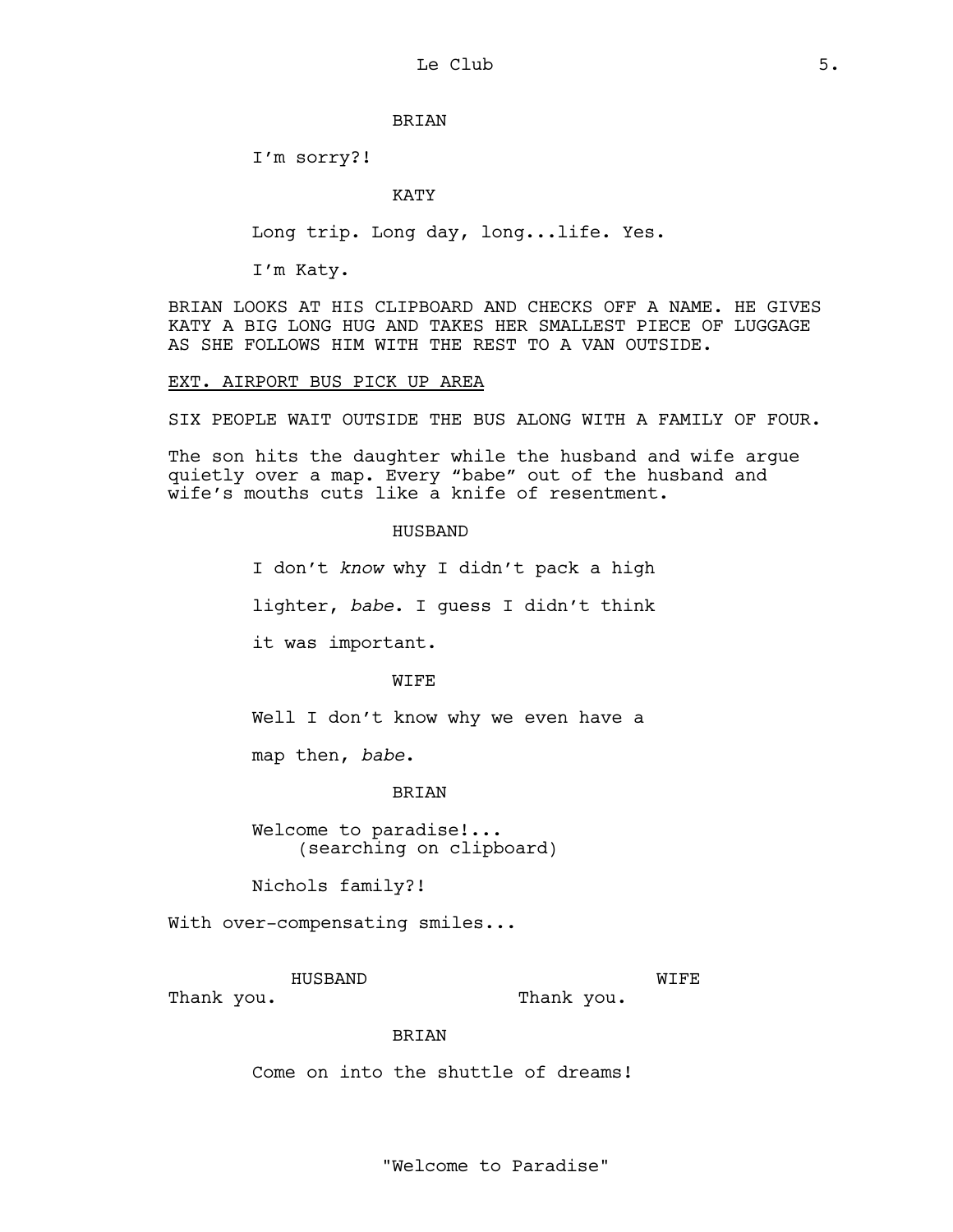BRIAN

I'm sorry?!

KATY

Long trip. Long day, long...life. Yes.

I'm Katy.

BRIAN LOOKS AT HIS CLIPBOARD AND CHECKS OFF A NAME. HE GIVES KATY A BIG LONG HUG AND TAKES HER SMALLEST PIECE OF LUGGAGE AS SHE FOLLOWS HIM WITH THE REST TO A VAN OUTSIDE.

EXT. AIRPORT BUS PICK UP AREA

SIX PEOPLE WAIT OUTSIDE THE BUS ALONG WITH A FAMILY OF FOUR.

The son hits the daughter while the husband and wife argue quietly over a map. Every "babe" out of the husband and wife's mouths cuts like a knife of resentment.

HUSBAND

I don't *know* why I didn't pack a high

lighter, *babe*. I guess I didn't think

it was important.

WIFE

Well I don't know why we even have a

map then, *babe*.

BRIAN

Welcome to paradise!...
(searching on clipboard)

Nichols family?!

With over-compensating smiles...

HUSBAND
Thank you.

WIFE
Thank you.

BRIAN

Come on into the shuttle of dreams!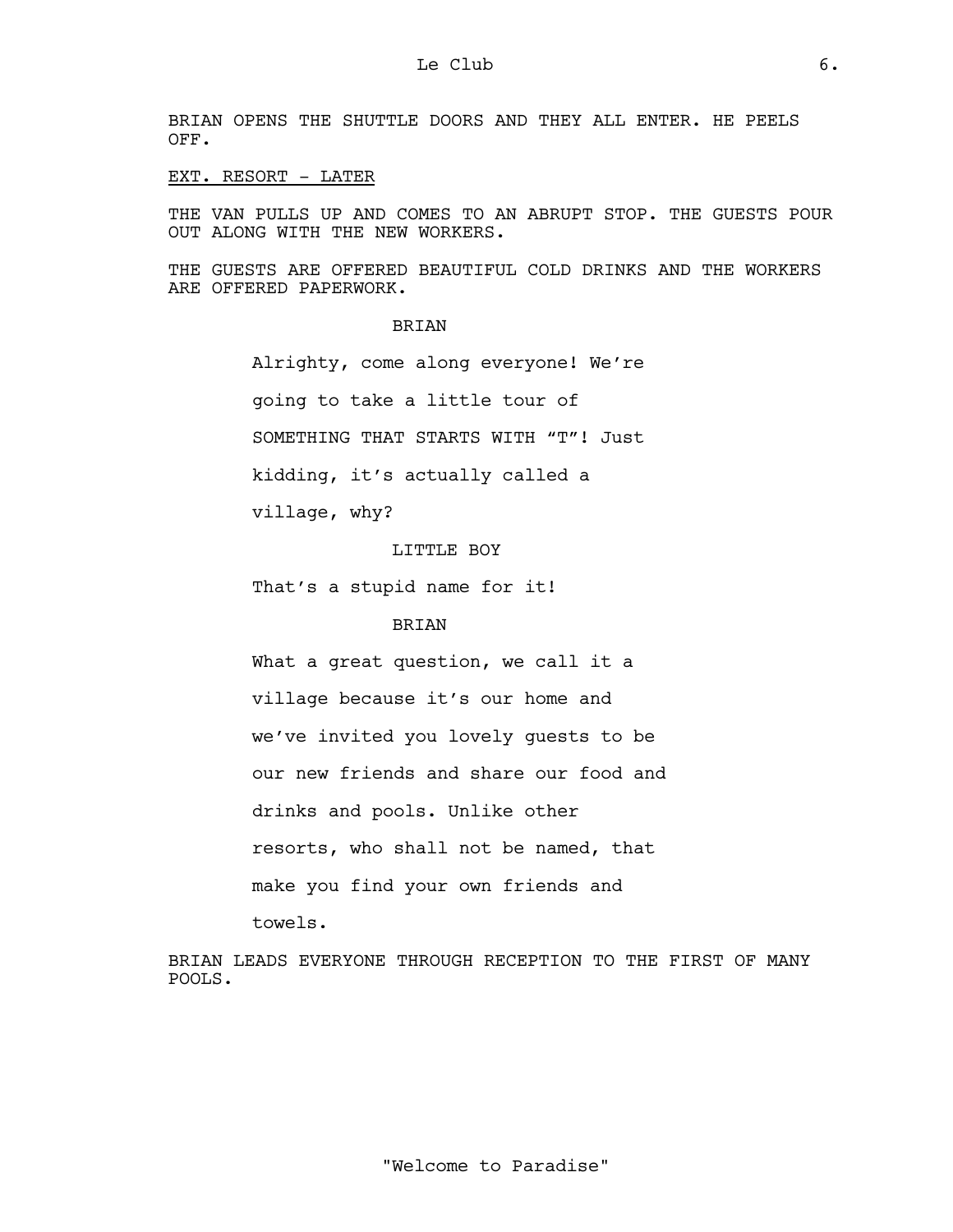BRIAN OPENS THE SHUTTLE DOORS AND THEY ALL ENTER. HE PEELS OFF.

EXT. RESORT - LATER

THE VAN PULLS UP AND COMES TO AN ABRUPT STOP. THE GUESTS POUR OUT ALONG WITH THE NEW WORKERS.

THE GUESTS ARE OFFERED BEAUTIFUL COLD DRINKS AND THE WORKERS ARE OFFERED PAPERWORK.

BRIAN

Alrighty, come along everyone! We're going to take a little tour of SOMETHING THAT STARTS WITH "T"! Just kidding, it's actually called a village, why?

LITTLE BOY

That's a stupid name for it!

BRIAN

What a great question, we call it a village because it's our home and we've invited you lovely guests to be our new friends and share our food and drinks and pools. Unlike other resorts, who shall not be named, that make you find your own friends and towels.

BRIAN LEADS EVERYONE THROUGH RECEPTION TO THE FIRST OF MANY POOLS.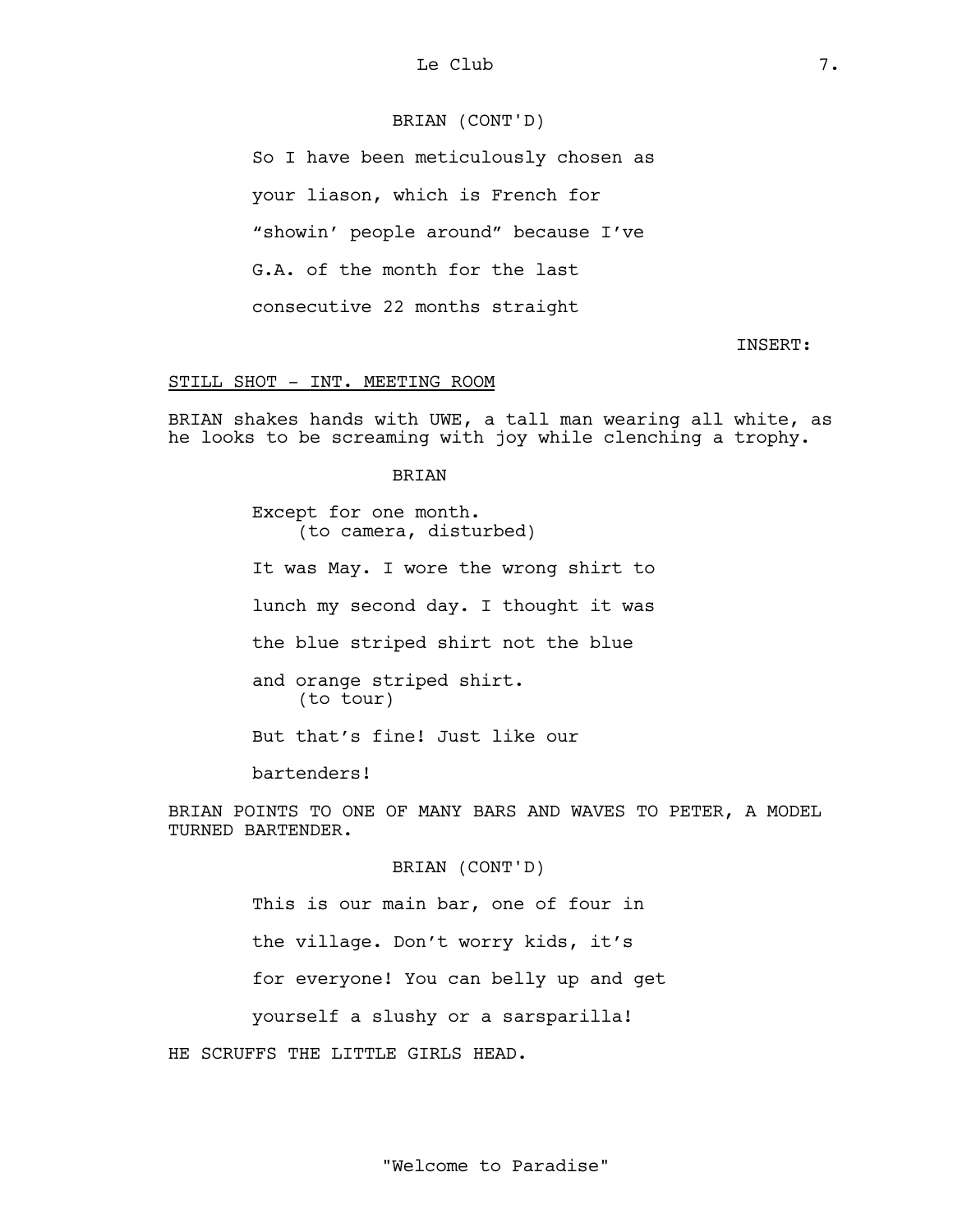BRIAN (CONT'D)

So I have been meticulously chosen as your liason, which is French for “showin’ people around” because I’ve G.A. of the month for the last consecutive 22 months straight

INSERT:

STILL SHOT - INT. MEETING ROOM

BRIAN shakes hands with UWE, a tall man wearing all white, as he looks to be screaming with joy while clenching a trophy.

BRIAN

Except for one month.
(to camera, disturbed)

It was May. I wore the wrong shirt to lunch my second day. I thought it was the blue striped shirt not the blue and orange striped shirt.
(to tour)

But that’s fine! Just like our bartenders!

BRIAN POINTS TO ONE OF MANY BARS AND WAVES TO PETER, A MODEL TURNED BARTENDER.

BRIAN (CONT'D)

This is our main bar, one of four in the village. Don’t worry kids, it’s for everyone! You can belly up and get yourself a slushy or a sarsparilla!

HE SCRUFFS THE LITTLE GIRLS HEAD.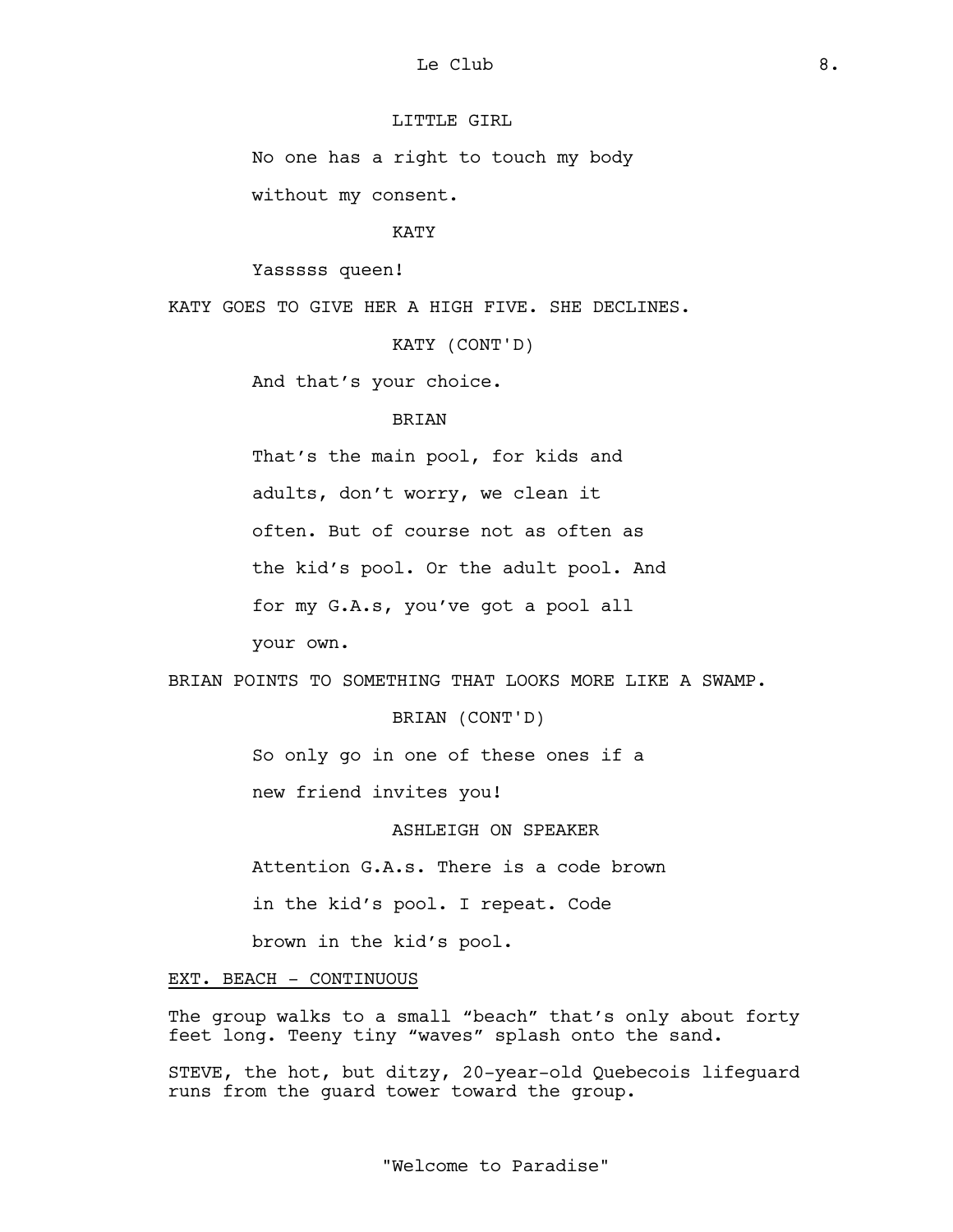LITTLE GIRL

No one has a right to touch my body without my consent.

KATY

Yasssss queen!

KATY GOES TO GIVE HER A HIGH FIVE. SHE DECLINES.

KATY (CONT'D)

And that's your choice.

BRIAN

That's the main pool, for kids and adults, don't worry, we clean it often. But of course not as often as the kid's pool. Or the adult pool. And for my G.A.s, you've got a pool all your own.

BRIAN POINTS TO SOMETHING THAT LOOKS MORE LIKE A SWAMP.

BRIAN (CONT'D)

So only go in one of these ones if a new friend invites you!

ASHLEIGH ON SPEAKER

Attention G.A.s. There is a code brown in the kid's pool. I repeat. Code brown in the kid's pool.

EXT. BEACH - CONTINUOUS

The group walks to a small "beach" that's only about forty feet long. Teeny tiny "waves" splash onto the sand.

STEVE, the hot, but ditzy, 20-year-old Quebecois lifeguard runs from the guard tower toward the group.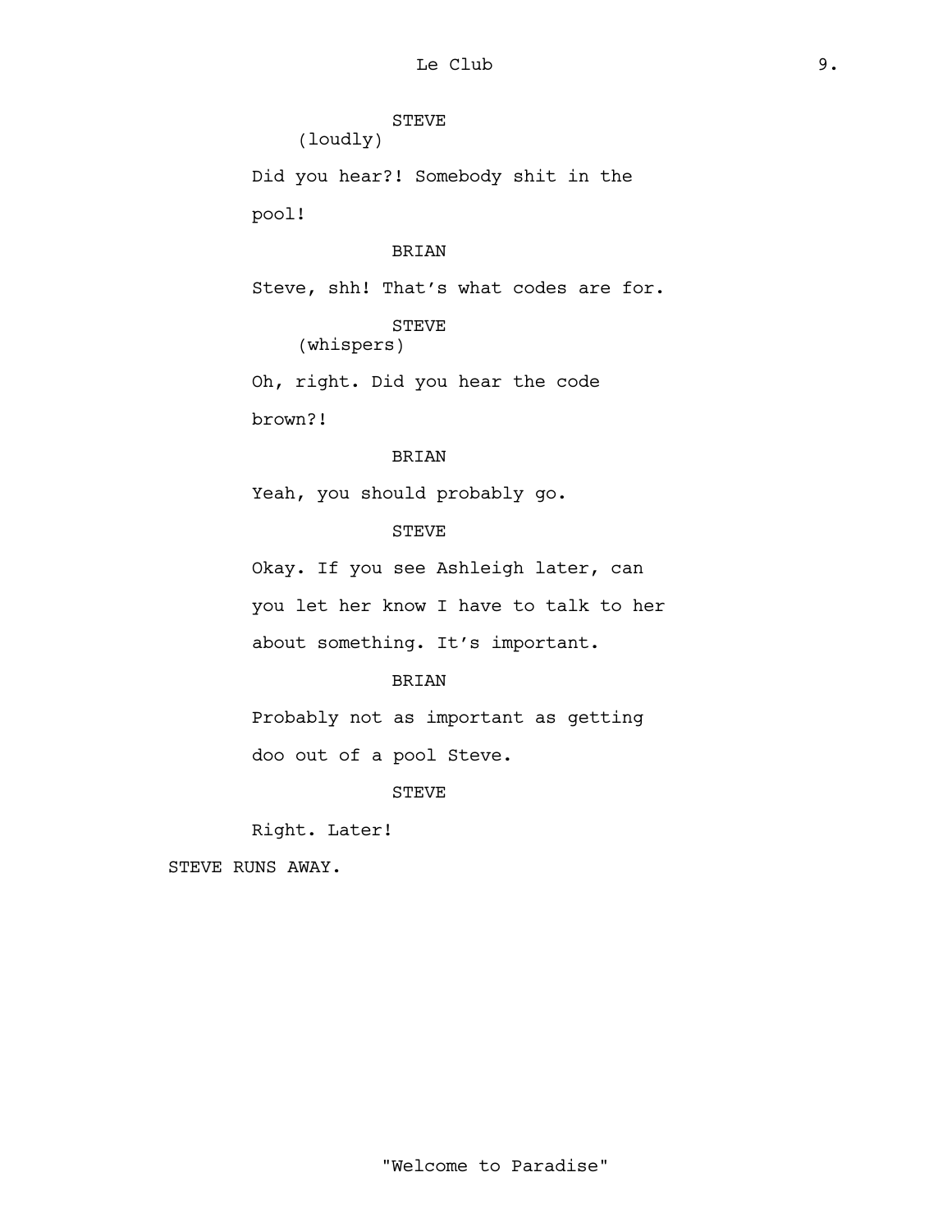STEVE
(loudly)

Did you hear?! Somebody shit in the pool!

BRIAN

Steve, shh! That's what codes are for.

STEVE
(whispers)

Oh, right. Did you hear the code brown?!

BRIAN

Yeah, you should probably go.

STEVE

Okay. If you see Ashleigh later, can you let her know I have to talk to her about something. It's important.

BRIAN

Probably not as important as getting doo out of a pool Steve.

STEVE

Right. Later!

STEVE RUNS AWAY.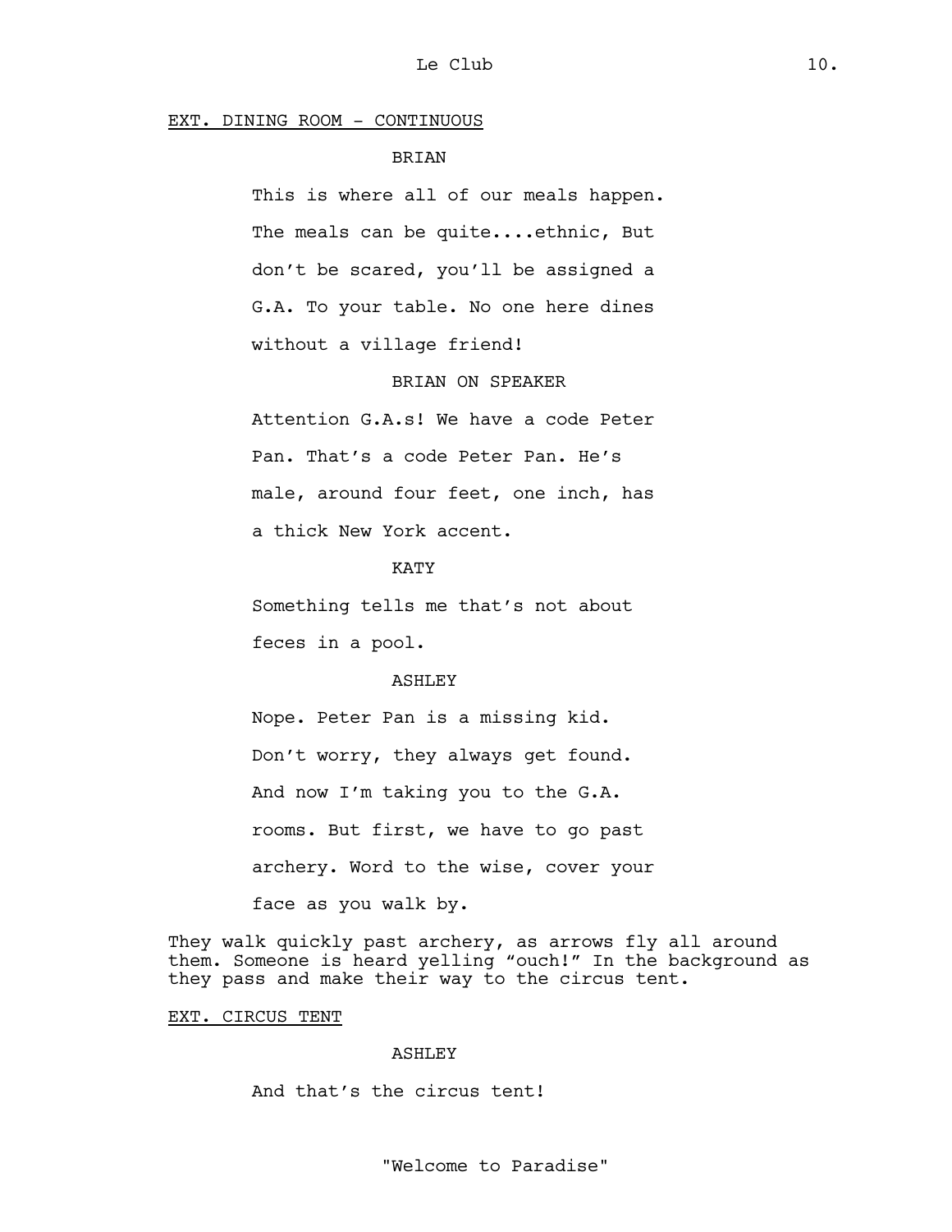EXT. DINING ROOM - CONTINUOUS

BRIAN

This is where all of our meals happen. The meals can be quite....ethnic, But don't be scared, you'll be assigned a G.A. To your table. No one here dines without a village friend!

BRIAN ON SPEAKER

Attention G.A.s! We have a code Peter Pan. That's a code Peter Pan. He's male, around four feet, one inch, has a thick New York accent.

KATY

Something tells me that's not about feces in a pool.

ASHLEY

Nope. Peter Pan is a missing kid. Don't worry, they always get found. And now I'm taking you to the G.A. rooms. But first, we have to go past archery. Word to the wise, cover your face as you walk by.

They walk quickly past archery, as arrows fly all around them. Someone is heard yelling "ouch!" In the background as they pass and make their way to the circus tent.

EXT. CIRCUS TENT

ASHLEY

And that's the circus tent!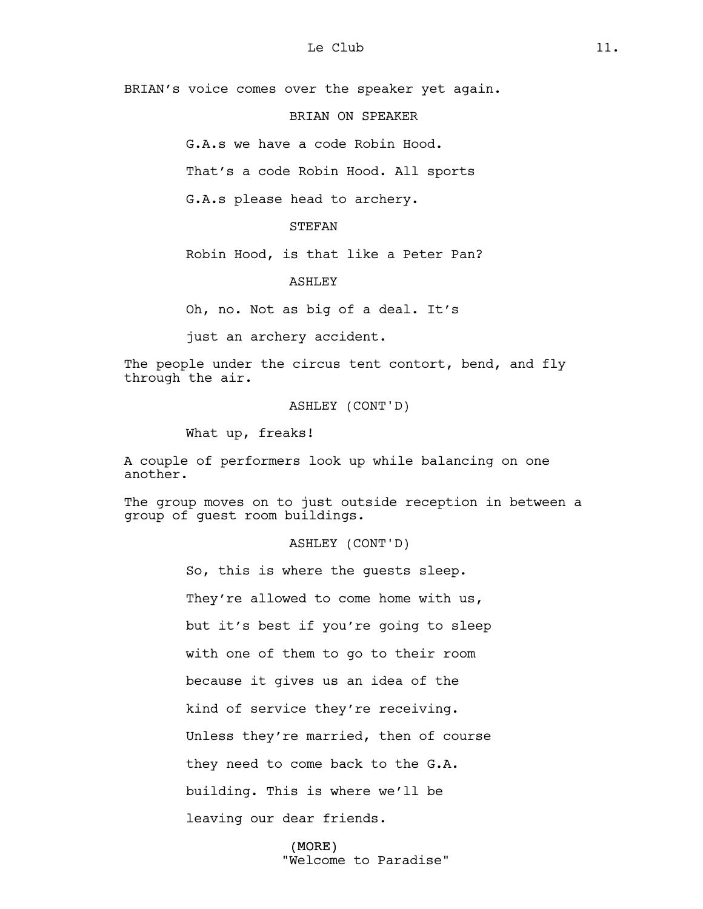BRIAN's voice comes over the speaker yet again.

BRIAN ON SPEAKER

G.A.s we have a code Robin Hood.
That's a code Robin Hood. All sports
G.A.s please head to archery.

STEFAN

Robin Hood, is that like a Peter Pan?

ASHLEY

Oh, no. Not as big of a deal. It's
just an archery accident.

The people under the circus tent contort, bend, and fly through the air.

ASHLEY (CONT'D)

What up, freaks!

A couple of performers look up while balancing on one another.

The group moves on to just outside reception in between a group of guest room buildings.

ASHLEY (CONT'D)

So, this is where the guests sleep.
They're allowed to come home with us,
but it's best if you're going to sleep
with one of them to go to their room
because it gives us an idea of the
kind of service they're receiving.
Unless they're married, then of course
they need to come back to the G.A.
building. This is where we'll be
leaving our dear friends.

(MORE)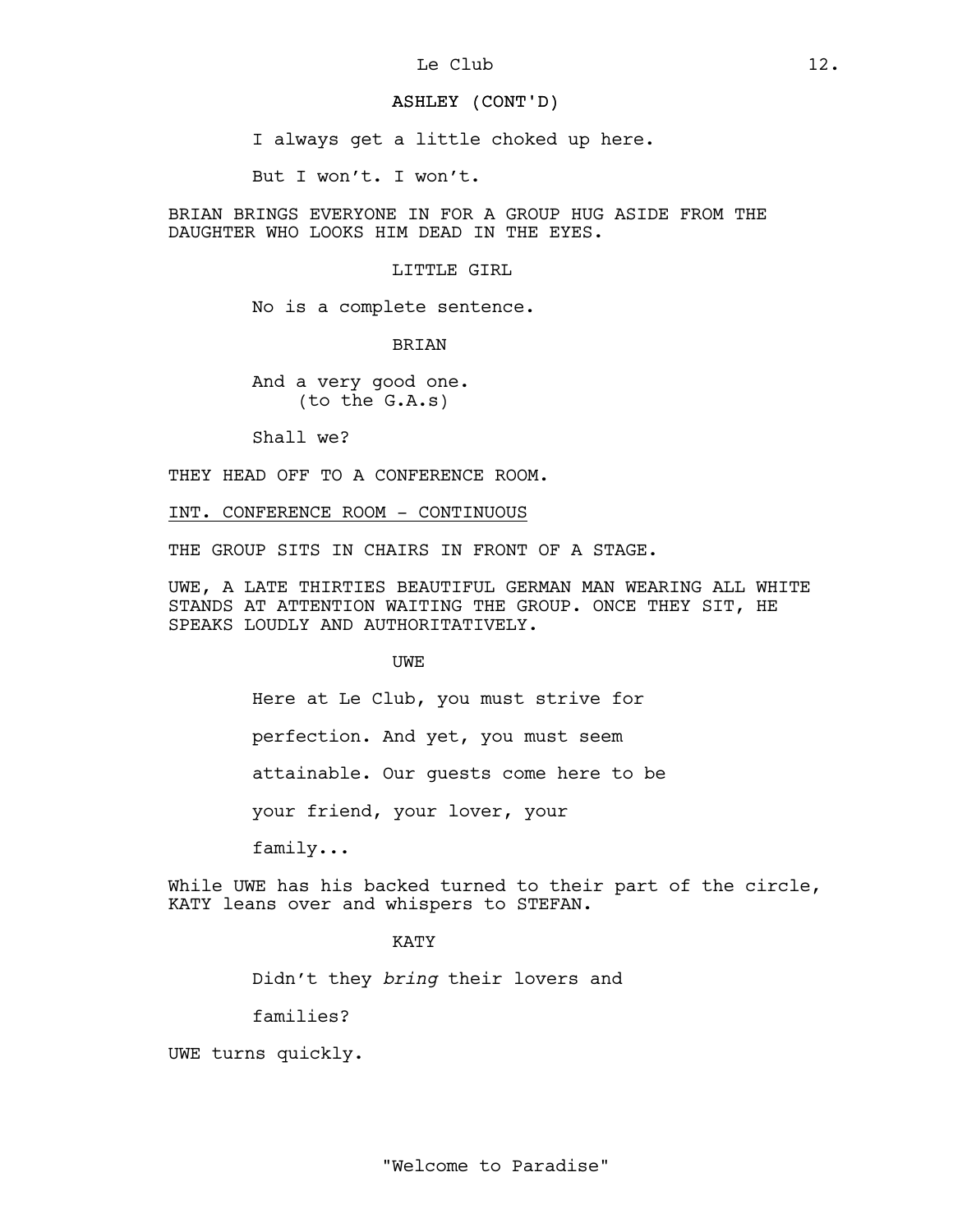ASHLEY (CONT'D)

I always get a little choked up here.

But I won't. I won't.

BRIAN BRINGS EVERYONE IN FOR A GROUP HUG ASIDE FROM THE DAUGHTER WHO LOOKS HIM DEAD IN THE EYES.

LITTLE GIRL

No is a complete sentence.

BRIAN

And a very good one.
(to the G.A.s)

Shall we?

THEY HEAD OFF TO A CONFERENCE ROOM.

INT. CONFERENCE ROOM - CONTINUOUS

THE GROUP SITS IN CHAIRS IN FRONT OF A STAGE.

UWE, A LATE THIRTIES BEAUTIFUL GERMAN MAN WEARING ALL WHITE STANDS AT ATTENTION WAITING THE GROUP. ONCE THEY SIT, HE SPEAKS LOUDLY AND AUTHORITATIVELY.

UWE

Here at Le Club, you must strive for perfection. And yet, you must seem attainable. Our guests come here to be your friend, your lover, your family...

While UWE has his backed turned to their part of the circle, KATY leans over and whispers to STEFAN.

KATY

Didn't they *bring* their lovers and families?

UWE turns quickly.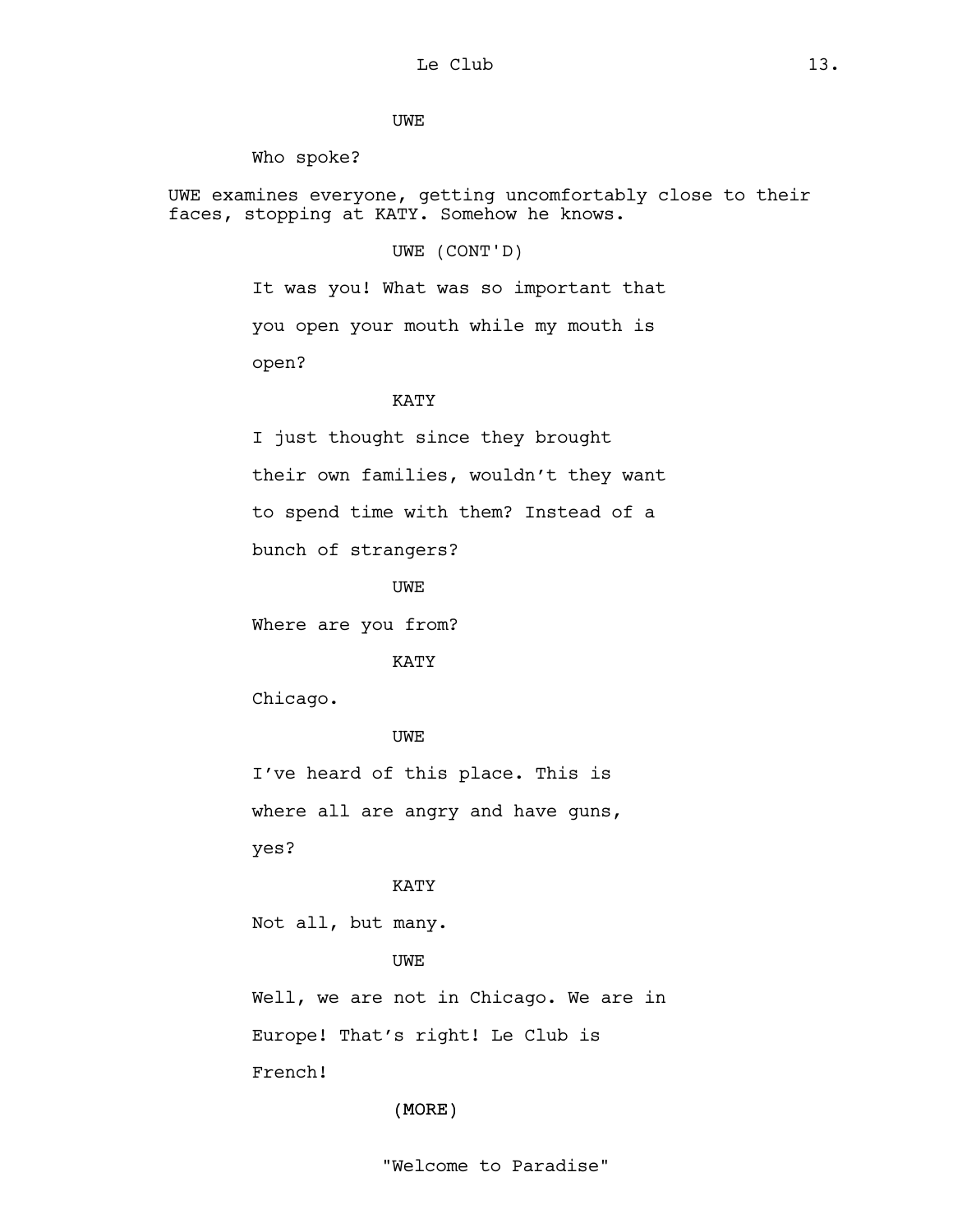UWE

Who spoke?

UWE examines everyone, getting uncomfortably close to their faces, stopping at KATY. Somehow he knows.

UWE (CONT'D)

It was you! What was so important that you open your mouth while my mouth is open?

KATY

I just thought since they brought their own families, wouldn't they want to spend time with them? Instead of a bunch of strangers?

UWE

Where are you from?

KATY

Chicago.

UWE

I've heard of this place. This is where all are angry and have guns, yes?

KATY

Not all, but many.

UWE

Well, we are not in Chicago. We are in Europe! That's right! Le Club is French!

(MORE)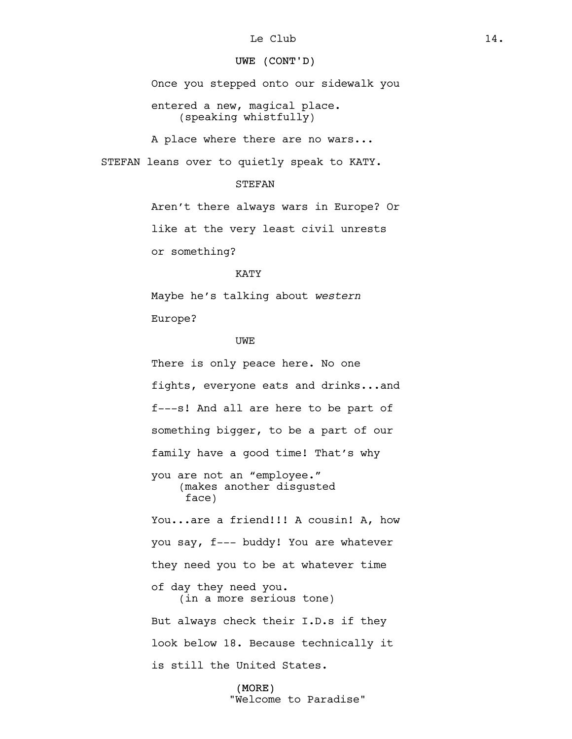UWE (CONT'D)

Once you stepped onto our sidewalk you entered a new, magical place.
(speaking whistfully)
A place where there are no wars...

STEFAN leans over to quietly speak to KATY.

STEFAN

Aren't there always wars in Europe? Or like at the very least civil unrests or something?

KATY

Maybe he's talking about *western* Europe?

UWE

There is only peace here. No one fights, everyone eats and drinks...and f---s! And all are here to be part of something bigger, to be a part of our family have a good time! That's why you are not an "employee."
(makes another disgusted face)
You...are a friend!!! A cousin! A, how you say, f--- buddy! You are whatever they need you to be at whatever time of day they need you.
(in a more serious tone)
But always check their I.D.s if they look below 18. Because technically it is still the United States.

(MORE)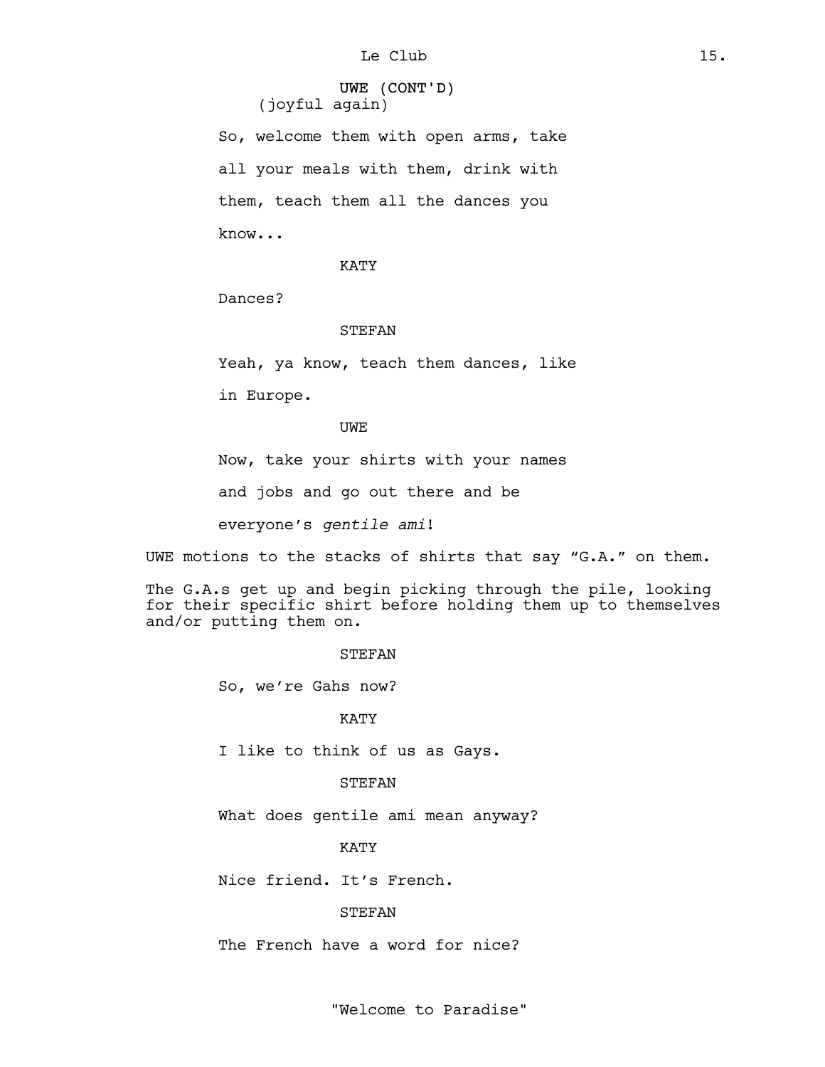UWE (CONT'D)
(joyful again)

So, welcome them with open arms, take all your meals with them, drink with them, teach them all the dances you know...

KATY

Dances?

STEFAN

Yeah, ya know, teach them dances, like in Europe.

UWE

Now, take your shirts with your names and jobs and go out there and be everyone's *gentile ami*!

UWE motions to the stacks of shirts that say "G.A." on them.

The G.A.s get up and begin picking through the pile, looking for their specific shirt before holding them up to themselves and/or putting them on.

STEFAN

So, we're Gahs now?

KATY

I like to think of us as Gays.

STEFAN

What does gentile ami mean anyway?

KATY

Nice friend. It's French.

STEFAN

The French have a word for nice?

"Welcome to Paradise"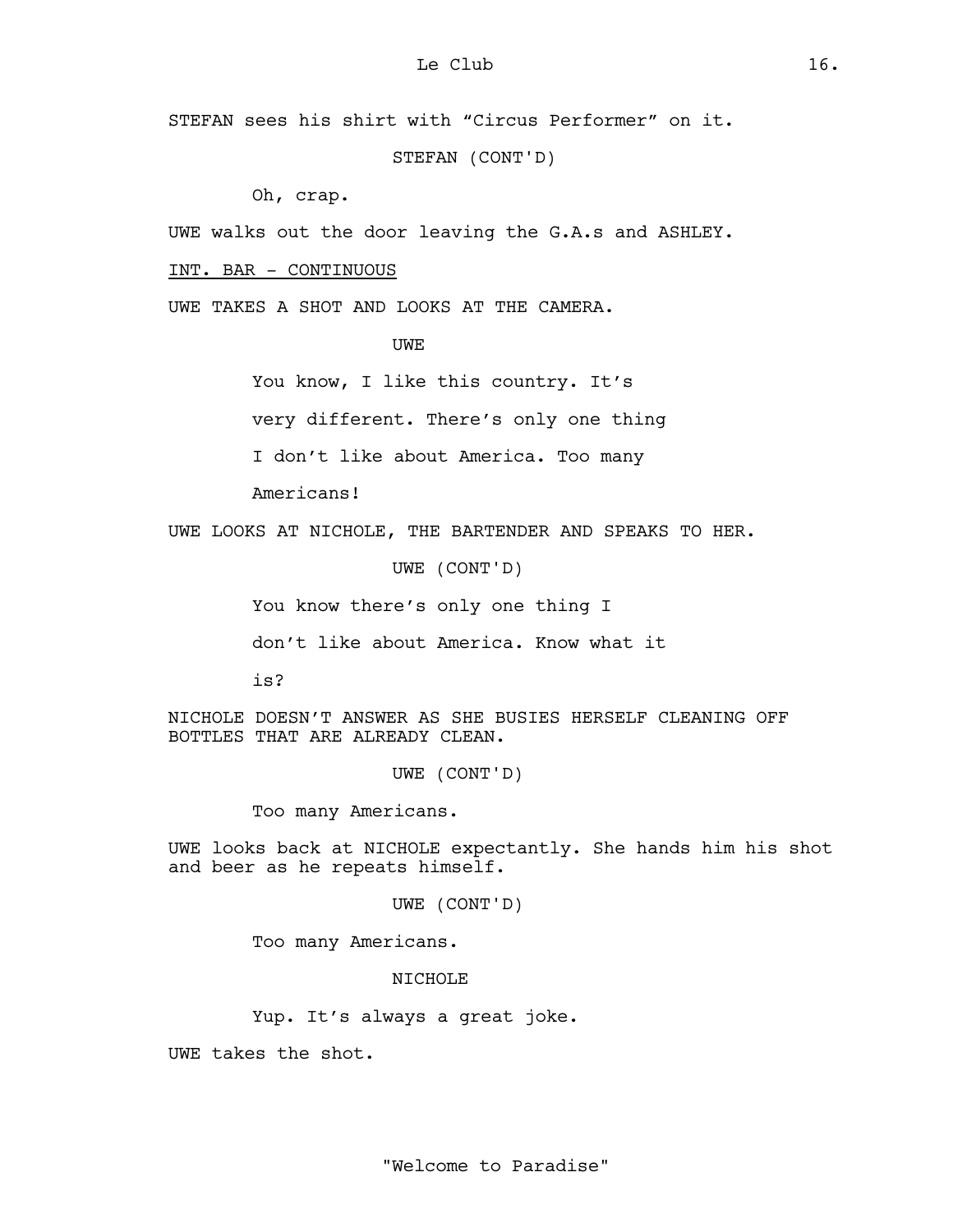STEFAN sees his shirt with “Circus Performer” on it.

STEFAN (CONT'D)

Oh, crap.

UWE walks out the door leaving the G.A.s and ASHLEY.

INT. BAR - CONTINUOUS

UWE TAKES A SHOT AND LOOKS AT THE CAMERA.

UWE

You know, I like this country. It’s very different. There’s only one thing I don’t like about America. Too many Americans!

UWE LOOKS AT NICHOLE, THE BARTENDER AND SPEAKS TO HER.

UWE (CONT'D)

You know there’s only one thing I don’t like about America. Know what it is?

NICHOLE DOESN’T ANSWER AS SHE BUSIES HERSELF CLEANING OFF BOTTLES THAT ARE ALREADY CLEAN.

UWE (CONT'D)

Too many Americans.

UWE looks back at NICHOLE expectantly. She hands him his shot and beer as he repeats himself.

UWE (CONT'D)

Too many Americans.

NICHOLE

Yup. It’s always a great joke.

UWE takes the shot.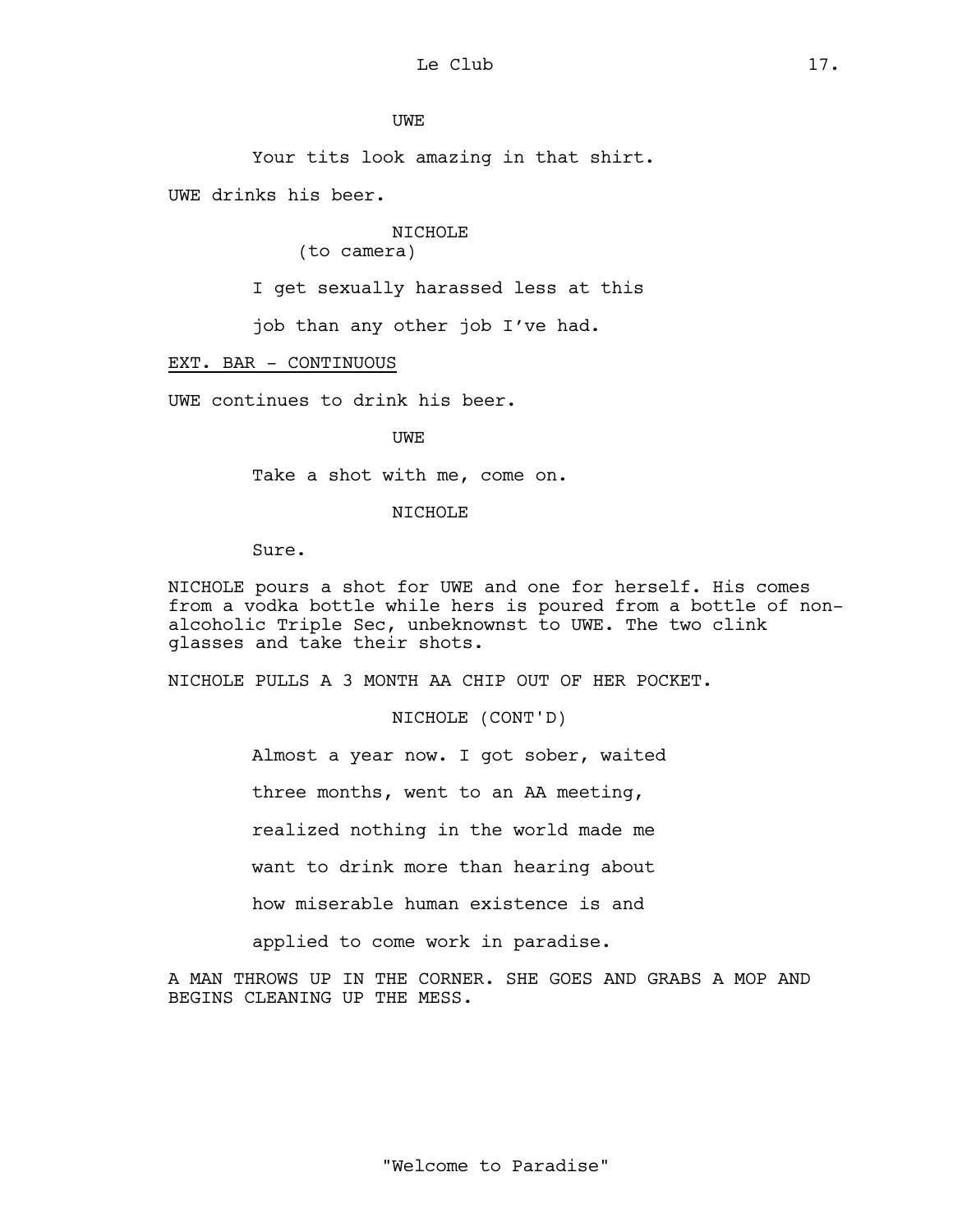UWE

Your tits look amazing in that shirt.

UWE drinks his beer.

NICHOLE
(to camera)

I get sexually harassed less at this job than any other job I've had.

EXT. BAR - CONTINUOUS

UWE continues to drink his beer.

UWE

Take a shot with me, come on.

NICHOLE

Sure.

NICHOLE pours a shot for UWE and one for herself. His comes from a vodka bottle while hers is poured from a bottle of non-alcoholic Triple Sec, unbeknownst to UWE. The two clink glasses and take their shots.

NICHOLE PULLS A 3 MONTH AA CHIP OUT OF HER POCKET.

NICHOLE (CONT'D)

Almost a year now. I got sober, waited three months, went to an AA meeting, realized nothing in the world made me want to drink more than hearing about how miserable human existence is and applied to come work in paradise.

A MAN THROWS UP IN THE CORNER. SHE GOES AND GRABS A MOP AND BEGINS CLEANING UP THE MESS.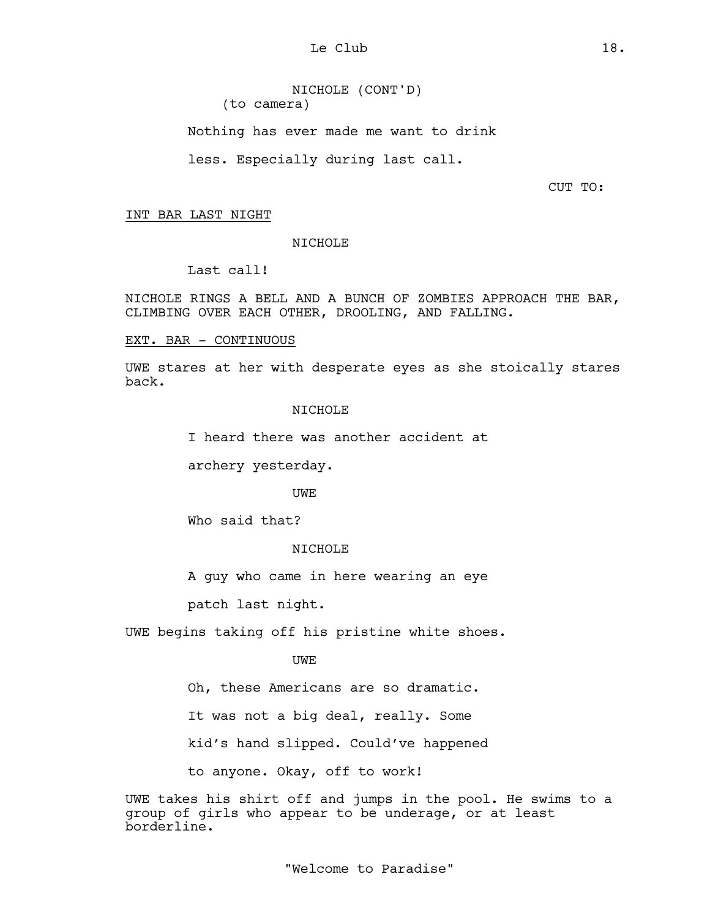NICHOLE (CONT'D)
(to camera)

Nothing has ever made me want to drink less. Especially during last call.

CUT TO:

INT BAR LAST NIGHT

NICHOLE

Last call!

NICHOLE RINGS A BELL AND A BUNCH OF ZOMBIES APPROACH THE BAR, CLIMBING OVER EACH OTHER, DROOLING, AND FALLING.

EXT. BAR - CONTINUOUS

UWE stares at her with desperate eyes as she stoically stares back.

NICHOLE

I heard there was another accident at archery yesterday.

UWE

Who said that?

NICHOLE

A guy who came in here wearing an eye patch last night.

UWE begins taking off his pristine white shoes.

UWE

Oh, these Americans are so dramatic. It was not a big deal, really. Some kid's hand slipped. Could've happened to anyone. Okay, off to work!

UWE takes his shirt off and jumps in the pool. He swims to a group of girls who appear to be underage, or at least borderline.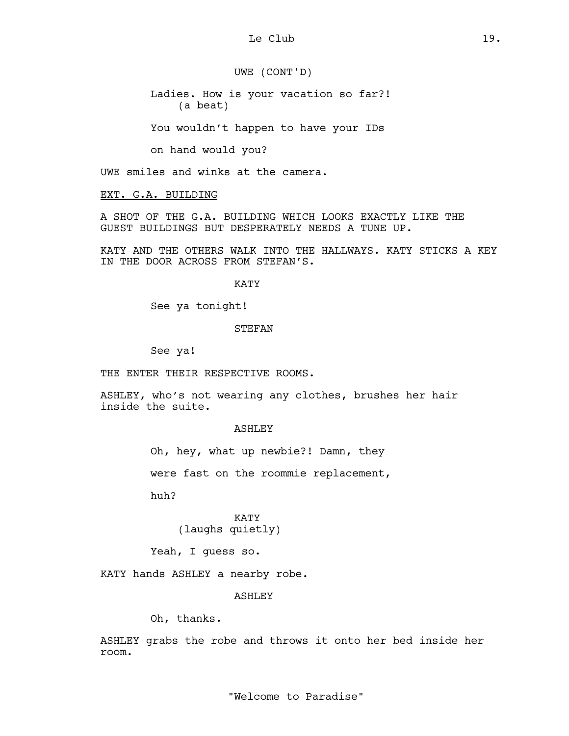UWE (CONT'D)

Ladies. How is your vacation so far?!
(a beat)

You wouldn't happen to have your IDs
on hand would you?

UWE smiles and winks at the camera.

EXT. G.A. BUILDING

A SHOT OF THE G.A. BUILDING WHICH LOOKS EXACTLY LIKE THE GUEST BUILDINGS BUT DESPERATELY NEEDS A TUNE UP.

KATY AND THE OTHERS WALK INTO THE HALLWAYS. KATY STICKS A KEY IN THE DOOR ACROSS FROM STEFAN'S.

KATY

See ya tonight!

STEFAN

See ya!

THE ENTER THEIR RESPECTIVE ROOMS.

ASHLEY, who's not wearing any clothes, brushes her hair inside the suite.

ASHLEY

Oh, hey, what up newbie?! Damn, they
were fast on the roommie replacement,
huh?

KATY
(laughs quietly)

Yeah, I guess so.

KATY hands ASHLEY a nearby robe.

ASHLEY

Oh, thanks.

ASHLEY grabs the robe and throws it onto her bed inside her room.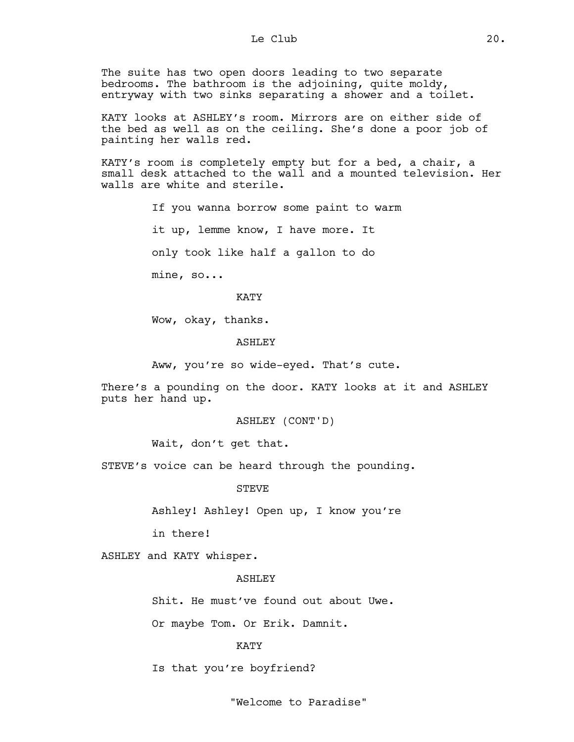The suite has two open doors leading to two separate bedrooms. The bathroom is the adjoining, quite moldy, entryway with two sinks separating a shower and a toilet.

KATY looks at ASHLEY's room. Mirrors are on either side of the bed as well as on the ceiling. She's done a poor job of painting her walls red.

KATY's room is completely empty but for a bed, a chair, a small desk attached to the wall and a mounted television. Her walls are white and sterile.

If you wanna borrow some paint to warm it up, lemme know, I have more. It only took like half a gallon to do mine, so...

KATY

Wow, okay, thanks.

ASHLEY

Aww, you're so wide-eyed. That's cute.

There's a pounding on the door. KATY looks at it and ASHLEY puts her hand up.

ASHLEY (CONT'D)

Wait, don't get that.

STEVE's voice can be heard through the pounding.

STEVE

Ashley! Ashley! Open up, I know you're in there!

ASHLEY and KATY whisper.

ASHLEY

Shit. He must've found out about Uwe. Or maybe Tom. Or Erik. Damnit.

KATY

Is that you're boyfriend?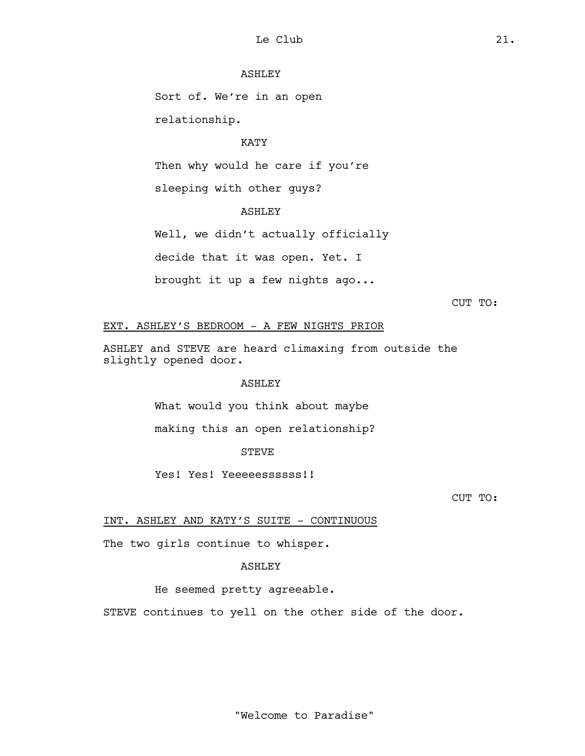ASHLEY

Sort of. We're in an open relationship.

KATY

Then why would he care if you're sleeping with other guys?

ASHLEY

Well, we didn't actually officially decide that it was open. Yet. I brought it up a few nights ago...

CUT TO:

EXT. ASHLEY'S BEDROOM - A FEW NIGHTS PRIOR

ASHLEY and STEVE are heard climaxing from outside the slightly opened door.

ASHLEY

What would you think about maybe making this an open relationship?

STEVE

Yes! Yes! Yeeeeessssss!!

CUT TO:

INT. ASHLEY AND KATY'S SUITE - CONTINUOUS

The two girls continue to whisper.

ASHLEY

He seemed pretty agreeable.

STEVE continues to yell on the other side of the door.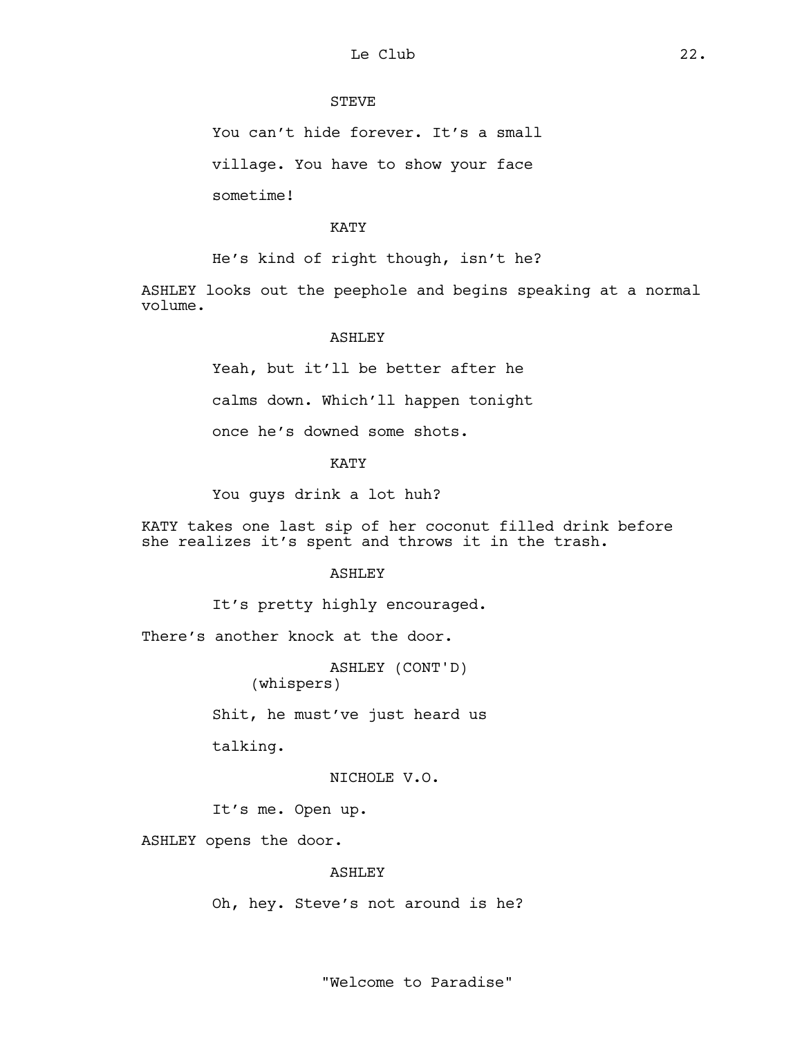STEVE

You can't hide forever. It's a small village. You have to show your face sometime!

KATY

He's kind of right though, isn't he?

ASHLEY looks out the peephole and begins speaking at a normal volume.

ASHLEY

Yeah, but it'll be better after he calms down. Which'll happen tonight once he's downed some shots.

KATY

You guys drink a lot huh?

KATY takes one last sip of her coconut filled drink before she realizes it's spent and throws it in the trash.

ASHLEY

It's pretty highly encouraged.

There's another knock at the door.

ASHLEY (CONT'D)
(whispers)

Shit, he must've just heard us talking.

NICHOLE V.O.

It's me. Open up.

ASHLEY opens the door.

ASHLEY

Oh, hey. Steve's not around is he?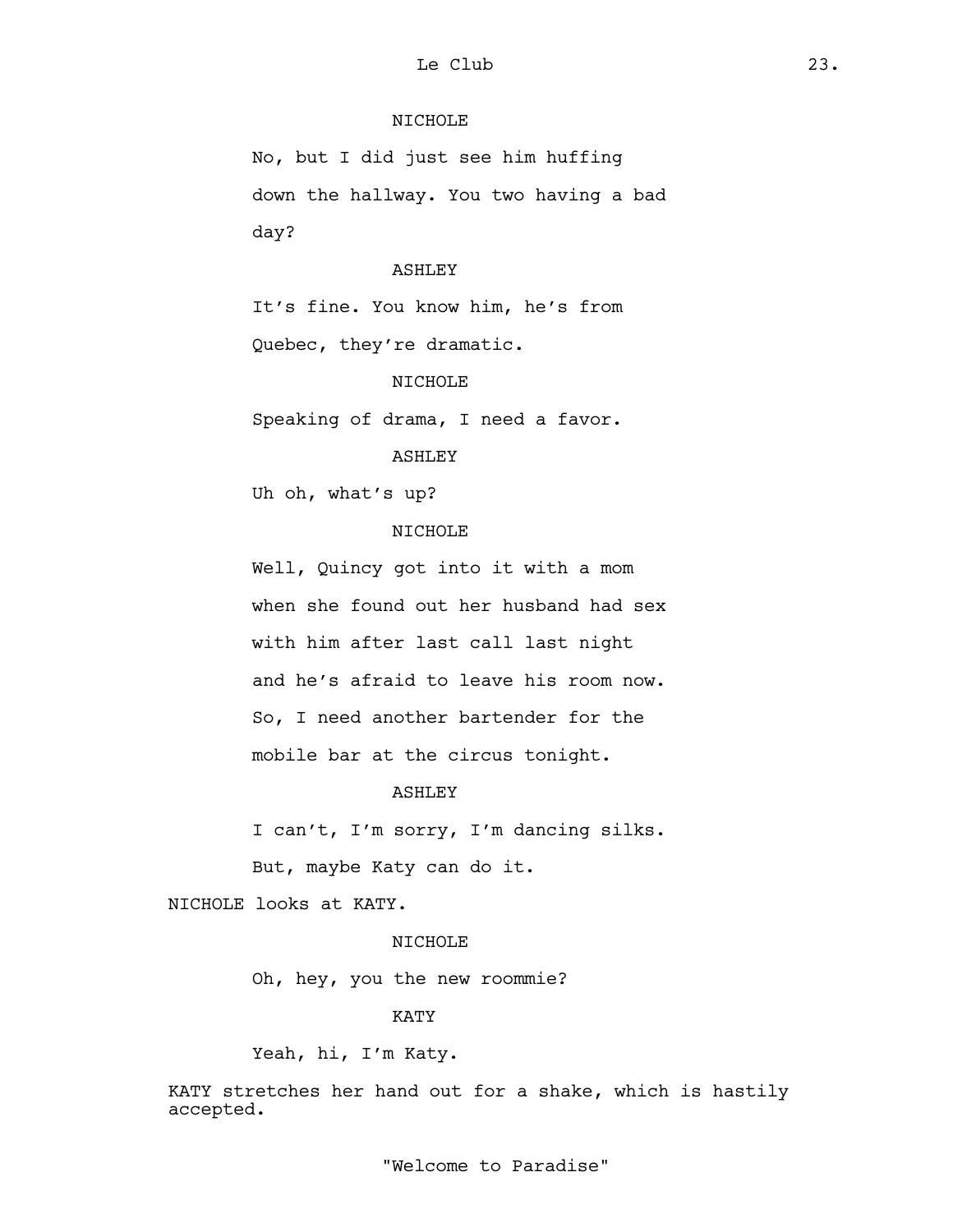NICHOLE

No, but I did just see him huffing down the hallway. You two having a bad day?

ASHLEY

It's fine. You know him, he's from Quebec, they're dramatic.

NICHOLE

Speaking of drama, I need a favor.

ASHLEY

Uh oh, what's up?

NICHOLE

Well, Quincy got into it with a mom when she found out her husband had sex with him after last call last night and he's afraid to leave his room now. So, I need another bartender for the mobile bar at the circus tonight.

ASHLEY

I can't, I'm sorry, I'm dancing silks. But, maybe Katy can do it.

NICHOLE looks at KATY.

NICHOLE

Oh, hey, you the new roommie?

KATY

Yeah, hi, I'm Katy.

KATY stretches her hand out for a shake, which is hastily accepted.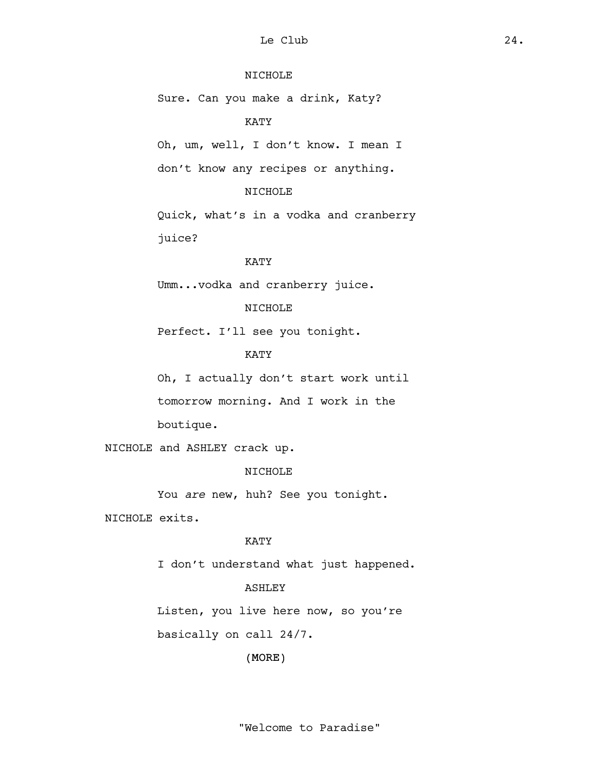NICHOLE

Sure. Can you make a drink, Katy?

KATY

Oh, um, well, I don't know. I mean I don't know any recipes or anything.

NICHOLE

Quick, what's in a vodka and cranberry juice?

KATY

Umm...vodka and cranberry juice.

NICHOLE

Perfect. I'll see you tonight.

KATY

Oh, I actually don't start work until tomorrow morning. And I work in the boutique.

NICHOLE and ASHLEY crack up.

NICHOLE

You *are* new, huh? See you tonight.

NICHOLE exits.

KATY

I don't understand what just happened.

ASHLEY

Listen, you live here now, so you're basically on call 24/7.

(MORE)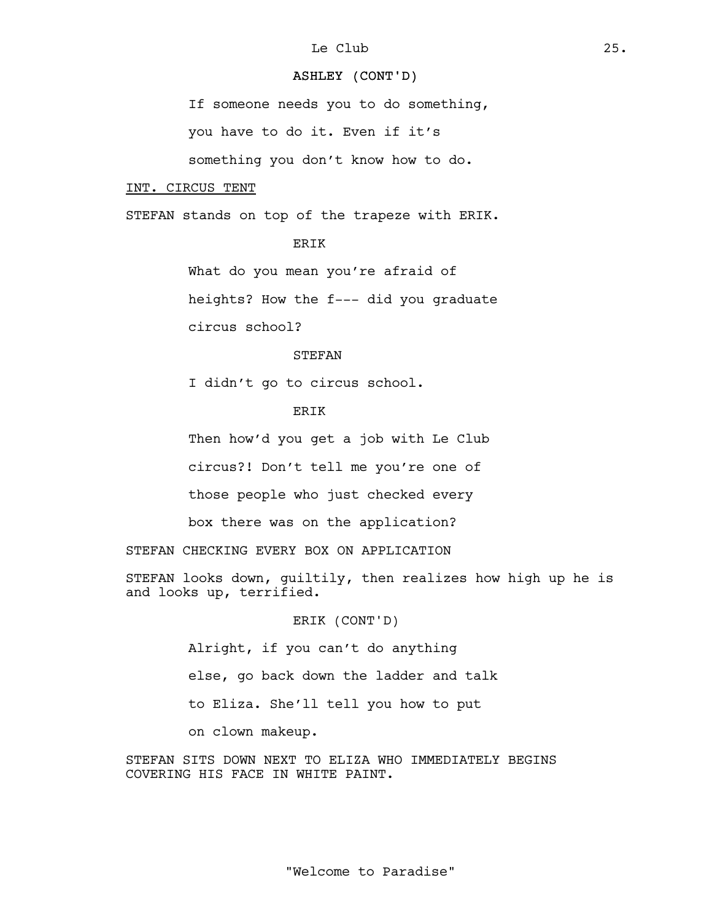ASHLEY (CONT'D)

If someone needs you to do something, you have to do it. Even if it's something you don't know how to do.

INT. CIRCUS TENT

STEFAN stands on top of the trapeze with ERIK.

ERIK

What do you mean you're afraid of heights? How the f--- did you graduate circus school?

STEFAN

I didn't go to circus school.

ERIK

Then how'd you get a job with Le Club circus?! Don't tell me you're one of those people who just checked every box there was on the application?

STEFAN CHECKING EVERY BOX ON APPLICATION

STEFAN looks down, guiltily, then realizes how high up he is and looks up, terrified.

ERIK (CONT'D)

Alright, if you can't do anything else, go back down the ladder and talk to Eliza. She'll tell you how to put on clown makeup.

STEFAN SITS DOWN NEXT TO ELIZA WHO IMMEDIATELY BEGINS COVERING HIS FACE IN WHITE PAINT.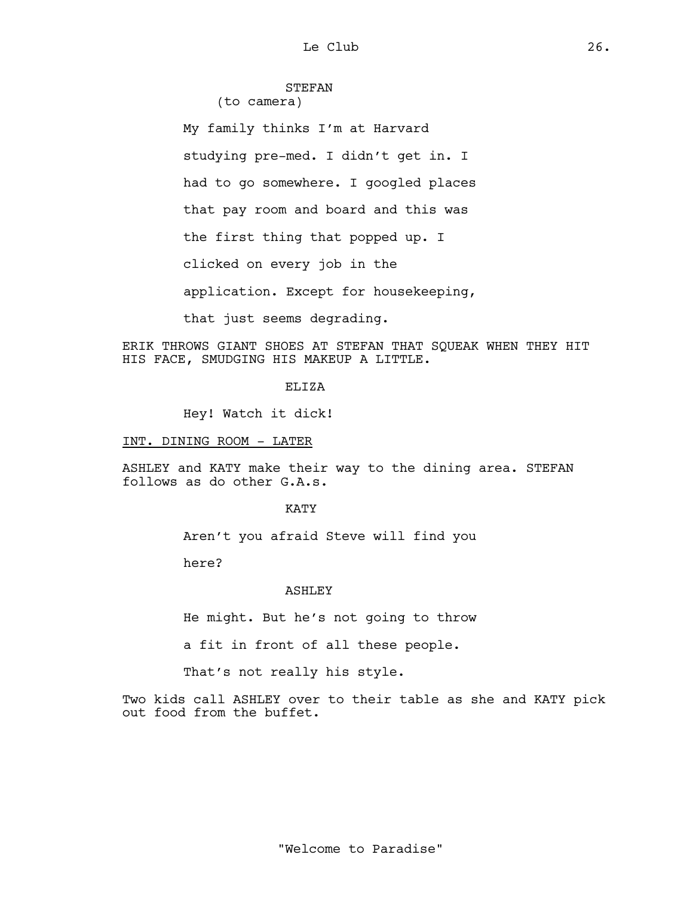STEFAN
(to camera)

My family thinks I'm at Harvard studying pre-med. I didn't get in. I had to go somewhere. I googled places that pay room and board and this was the first thing that popped up. I clicked on every job in the application. Except for housekeeping, that just seems degrading.

ERIK THROWS GIANT SHOES AT STEFAN THAT SQUEAK WHEN THEY HIT HIS FACE, SMUDGING HIS MAKEUP A LITTLE.

ELIZA

Hey! Watch it dick!

INT. DINING ROOM - LATER

ASHLEY and KATY make their way to the dining area. STEFAN follows as do other G.A.s.

KATY

Aren't you afraid Steve will find you here?

ASHLEY

He might. But he's not going to throw a fit in front of all these people. That's not really his style.

Two kids call ASHLEY over to their table as she and KATY pick out food from the buffet.

"Welcome to Paradise"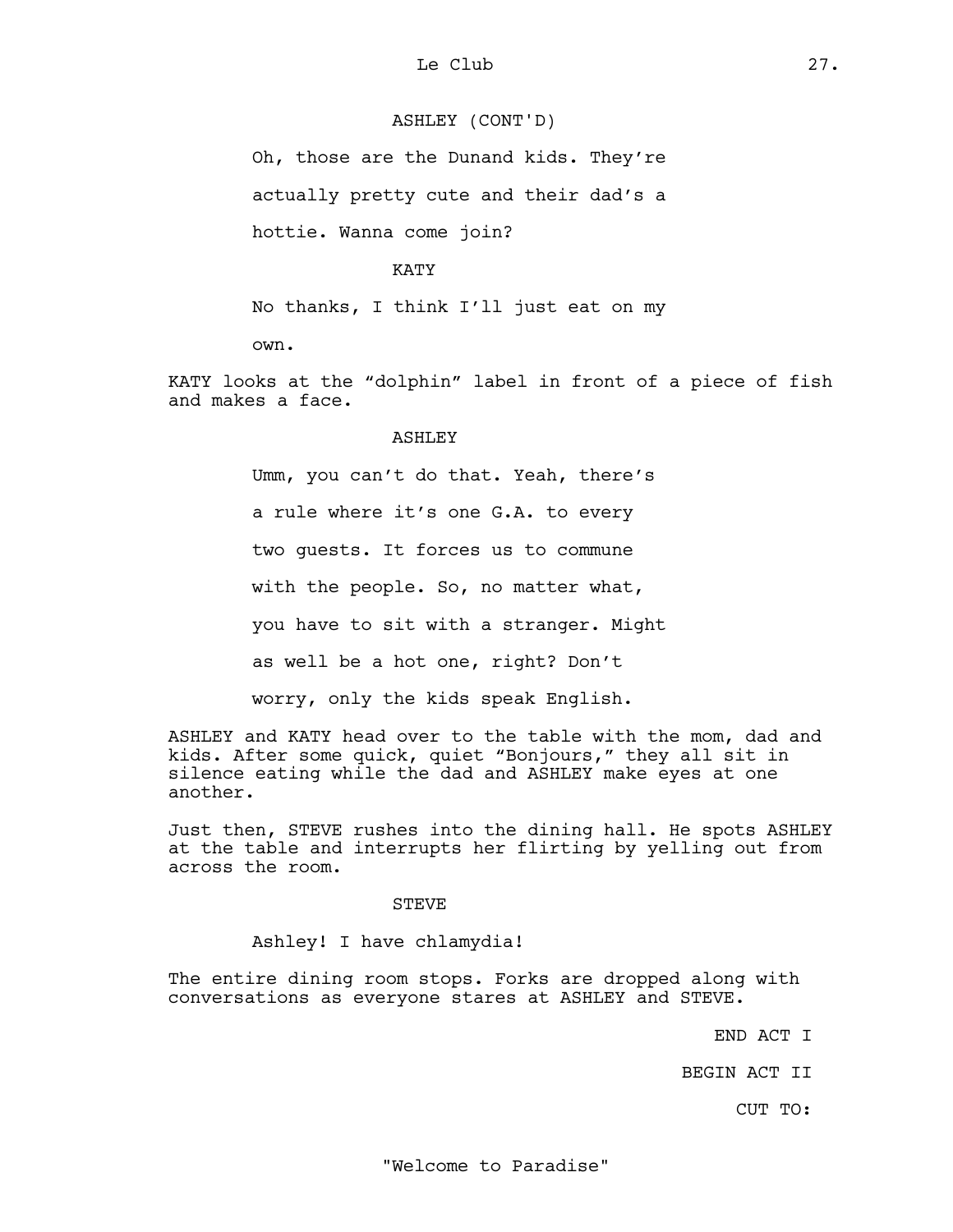ASHLEY (CONT'D)

Oh, those are the Dunand kids. They're actually pretty cute and their dad's a hottie. Wanna come join?

KATY

No thanks, I think I'll just eat on my own.

KATY looks at the "dolphin" label in front of a piece of fish and makes a face.

ASHLEY

Umm, you can't do that. Yeah, there's a rule where it's one G.A. to every two guests. It forces us to commune with the people. So, no matter what, you have to sit with a stranger. Might as well be a hot one, right? Don't worry, only the kids speak English.

ASHLEY and KATY head over to the table with the mom, dad and kids. After some quick, quiet "Bonjours," they all sit in silence eating while the dad and ASHLEY make eyes at one another.

Just then, STEVE rushes into the dining hall. He spots ASHLEY at the table and interrupts her flirting by yelling out from across the room.

STEVE

Ashley! I have chlamydia!

The entire dining room stops. Forks are dropped along with conversations as everyone stares at ASHLEY and STEVE.

END ACT I

BEGIN ACT II

CUT TO: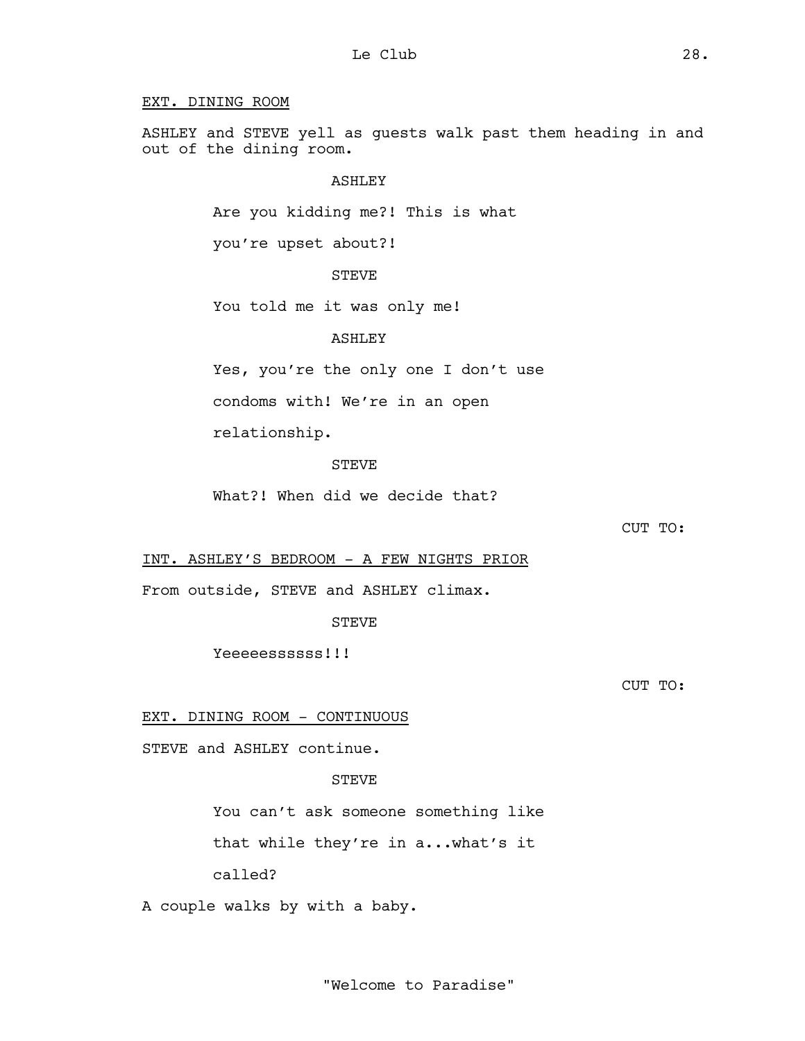EXT. DINING ROOM

ASHLEY and STEVE yell as guests walk past them heading in and out of the dining room.

ASHLEY

Are you kidding me?! This is what you're upset about?!

STEVE

You told me it was only me!

ASHLEY

Yes, you're the only one I don't use condoms with! We're in an open relationship.

STEVE

What?! When did we decide that?

CUT TO:

INT. ASHLEY'S BEDROOM - A FEW NIGHTS PRIOR

From outside, STEVE and ASHLEY climax.

STEVE

Yeeeeessssss!!!

CUT TO:

EXT. DINING ROOM - CONTINUOUS

STEVE and ASHLEY continue.

STEVE

You can't ask someone something like that while they're in a...what's it called?

A couple walks by with a baby.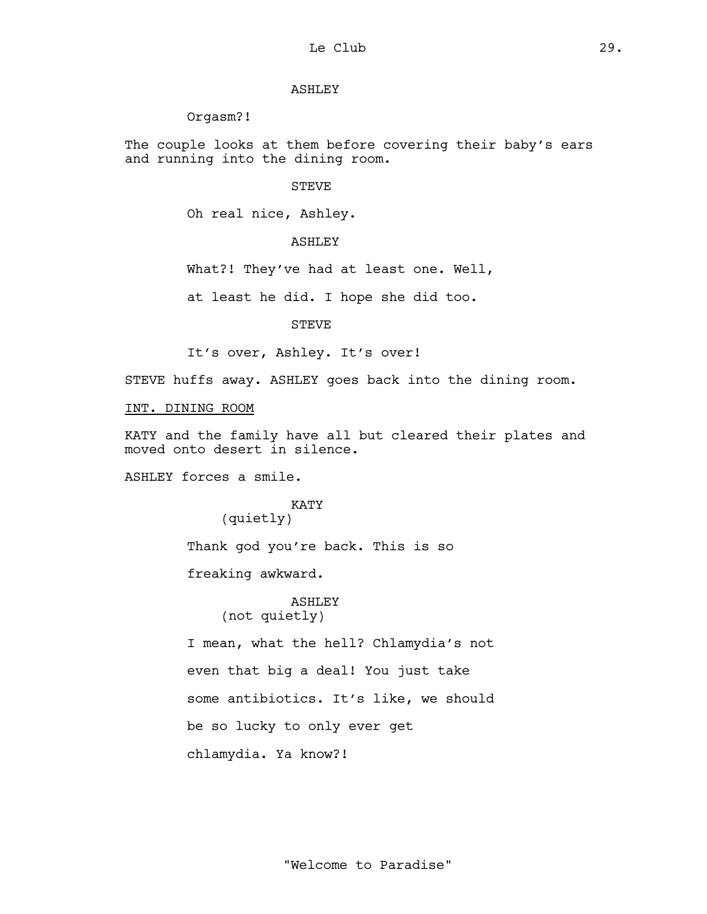ASHLEY

Orgasm?!

The couple looks at them before covering their baby's ears and running into the dining room.

STEVE

Oh real nice, Ashley.

ASHLEY

What?! They've had at least one. Well, at least he did. I hope she did too.

STEVE

It's over, Ashley. It's over!

STEVE huffs away. ASHLEY goes back into the dining room.

INT. DINING ROOM

KATY and the family have all but cleared their plates and moved onto desert in silence.

ASHLEY forces a smile.

KATY
(quietly)

Thank god you're back. This is so freaking awkward.

ASHLEY
(not quietly)

I mean, what the hell? Chlamydia's not even that big a deal! You just take some antibiotics. It's like, we should be so lucky to only ever get chlamydia. Ya know?!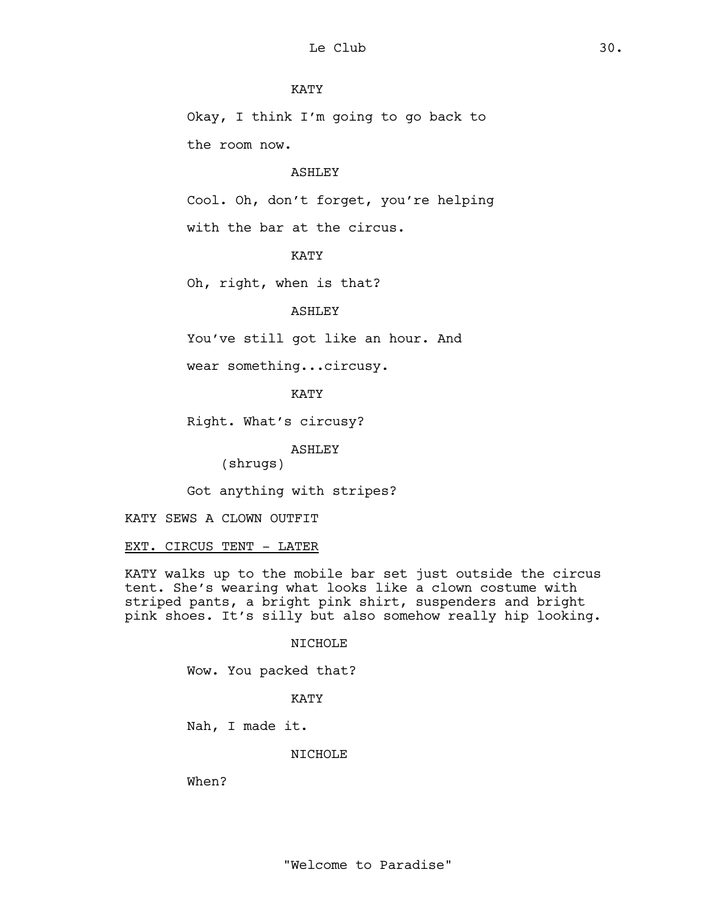KATY

Okay, I think I'm going to go back to the room now.

ASHLEY

Cool. Oh, don't forget, you're helping with the bar at the circus.

KATY

Oh, right, when is that?

ASHLEY

You've still got like an hour. And wear something...circusy.

KATY

Right. What's circusy?

ASHLEY

(shrugs)

Got anything with stripes?

KATY SEWS A CLOWN OUTFIT

EXT. CIRCUS TENT - LATER

KATY walks up to the mobile bar set just outside the circus tent. She's wearing what looks like a clown costume with striped pants, a bright pink shirt, suspenders and bright pink shoes. It's silly but also somehow really hip looking.

NICHOLE

Wow. You packed that?

KATY

Nah, I made it.

NICHOLE

When?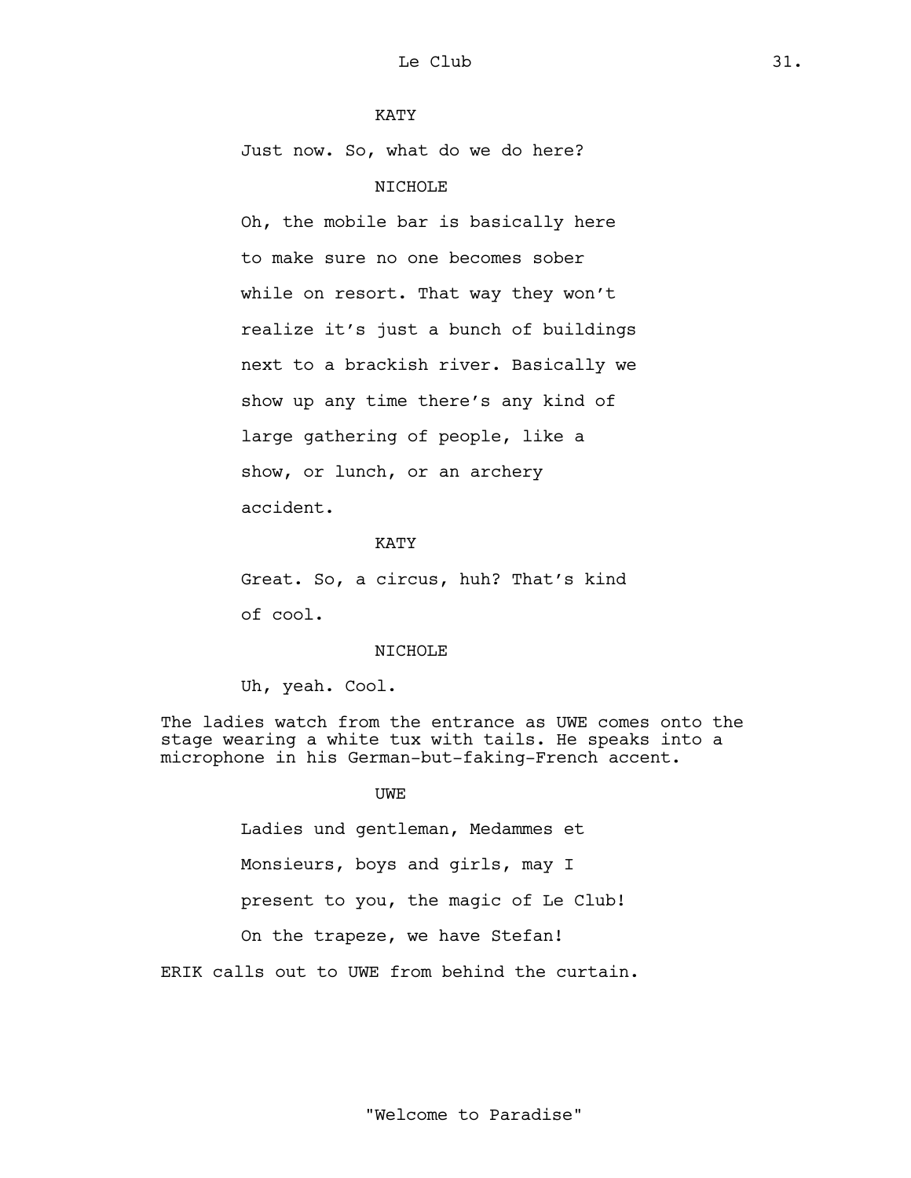KATY

Just now. So, what do we do here?

NICHOLE

Oh, the mobile bar is basically here to make sure no one becomes sober while on resort. That way they won't realize it's just a bunch of buildings next to a brackish river. Basically we show up any time there's any kind of large gathering of people, like a show, or lunch, or an archery accident.

KATY

Great. So, a circus, huh? That's kind of cool.

NICHOLE

Uh, yeah. Cool.

The ladies watch from the entrance as UWE comes onto the stage wearing a white tux with tails. He speaks into a microphone in his German-but-faking-French accent.

UWE

Ladies und gentleman, Medammes et Monsieurs, boys and girls, may I present to you, the magic of Le Club! On the trapeze, we have Stefan!

ERIK calls out to UWE from behind the curtain.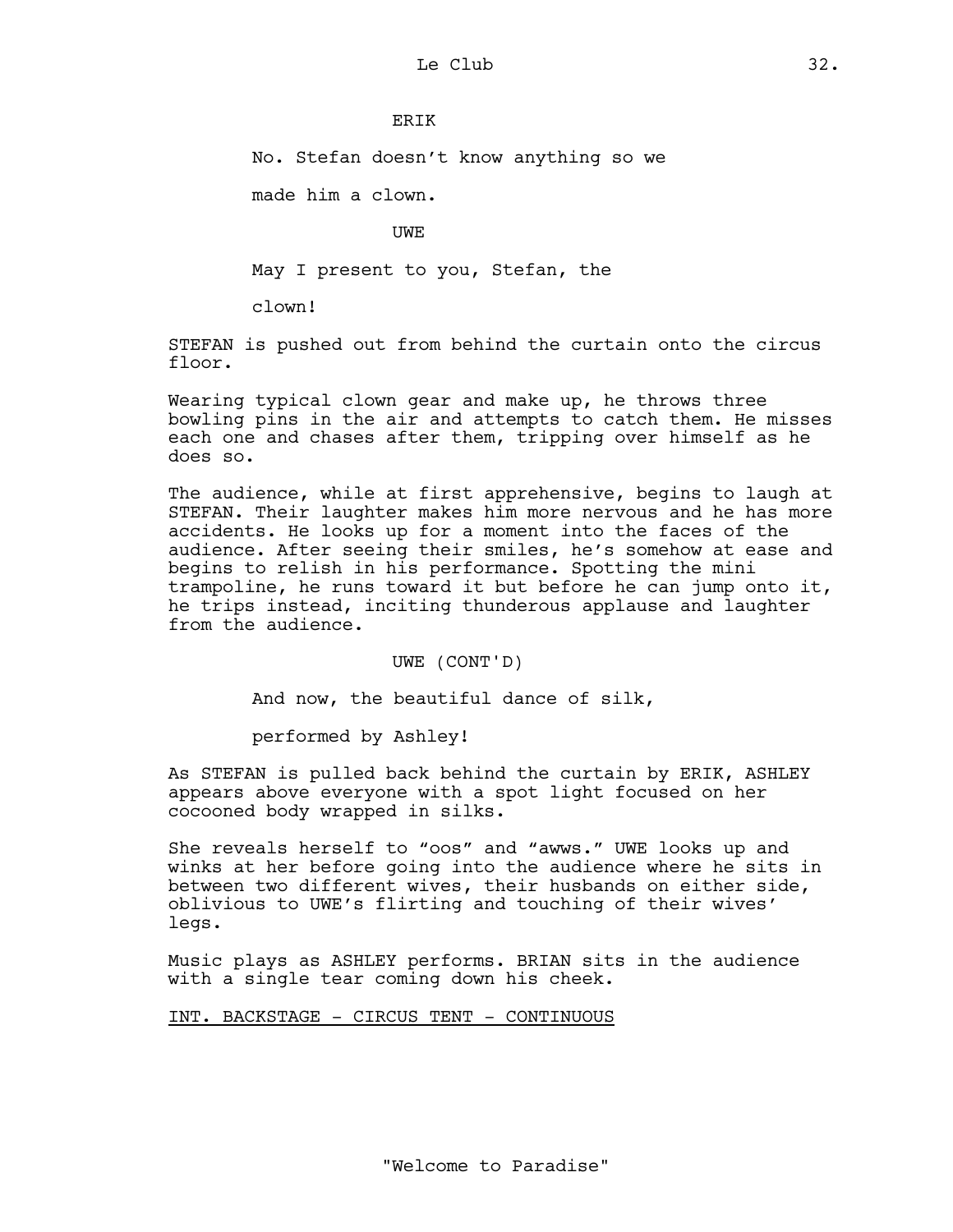ERIK

No. Stefan doesn't know anything so we made him a clown.

UWE

May I present to you, Stefan, the clown!

STEFAN is pushed out from behind the curtain onto the circus floor.

Wearing typical clown gear and make up, he throws three bowling pins in the air and attempts to catch them. He misses each one and chases after them, tripping over himself as he does so.

The audience, while at first apprehensive, begins to laugh at STEFAN. Their laughter makes him more nervous and he has more accidents. He looks up for a moment into the faces of the audience. After seeing their smiles, he's somehow at ease and begins to relish in his performance. Spotting the mini trampoline, he runs toward it but before he can jump onto it, he trips instead, inciting thunderous applause and laughter from the audience.

UWE (CONT'D)

And now, the beautiful dance of silk, performed by Ashley!

As STEFAN is pulled back behind the curtain by ERIK, ASHLEY appears above everyone with a spot light focused on her cocooned body wrapped in silks.

She reveals herself to "oos" and "awws." UWE looks up and winks at her before going into the audience where he sits in between two different wives, their husbands on either side, oblivious to UWE's flirting and touching of their wives' legs.

Music plays as ASHLEY performs. BRIAN sits in the audience with a single tear coming down his cheek.

INT. BACKSTAGE - CIRCUS TENT - CONTINUOUS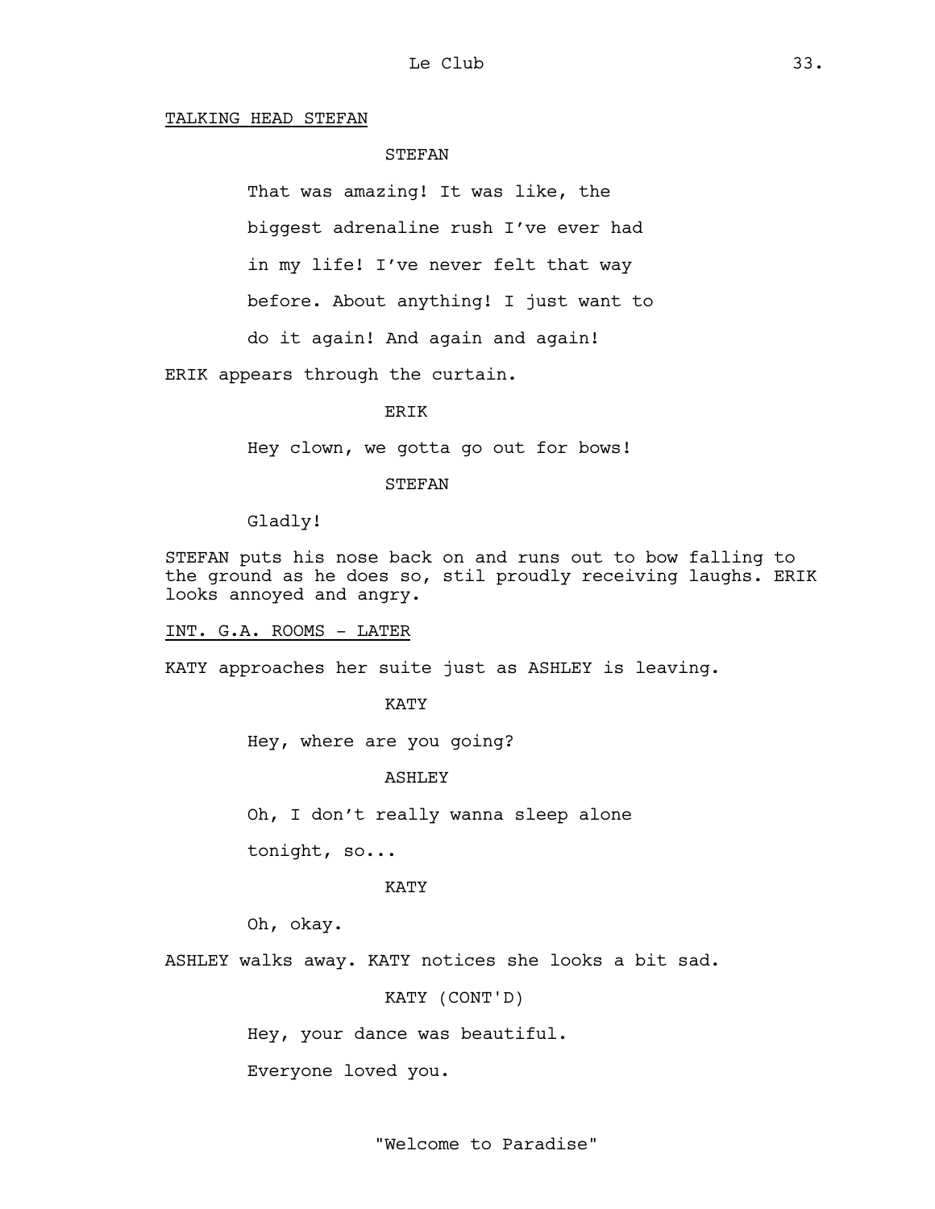TALKING HEAD STEFAN

STEFAN

That was amazing! It was like, the biggest adrenaline rush I've ever had in my life! I've never felt that way before. About anything! I just want to do it again! And again and again!

ERIK appears through the curtain.

ERIK

Hey clown, we gotta go out for bows!

STEFAN

Gladly!

STEFAN puts his nose back on and runs out to bow falling to the ground as he does so, stil proudly receiving laughs. ERIK looks annoyed and angry.

INT. G.A. ROOMS - LATER

KATY approaches her suite just as ASHLEY is leaving.

KATY

Hey, where are you going?

ASHLEY

Oh, I don't really wanna sleep alone tonight, so...

KATY

Oh, okay.

ASHLEY walks away. KATY notices she looks a bit sad.

KATY (CONT'D)

Hey, your dance was beautiful. Everyone loved you.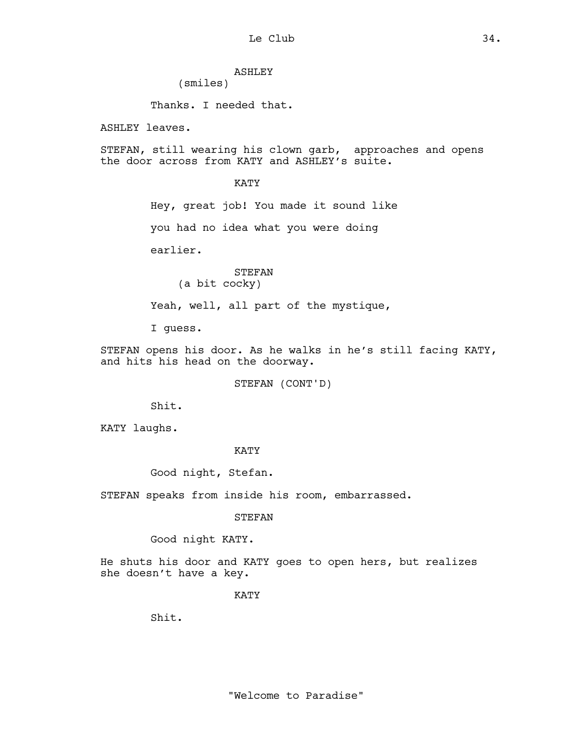ASHLEY
(smiles)

Thanks. I needed that.

ASHLEY leaves.

STEFAN, still wearing his clown garb, approaches and opens the door across from KATY and ASHLEY's suite.

KATY

Hey, great job! You made it sound like

you had no idea what you were doing

earlier.

STEFAN
(a bit cocky)

Yeah, well, all part of the mystique,

I guess.

STEFAN opens his door. As he walks in he's still facing KATY, and hits his head on the doorway.

STEFAN (CONT'D)

Shit.

KATY laughs.

KATY

Good night, Stefan.

STEFAN speaks from inside his room, embarrassed.

STEFAN

Good night KATY.

He shuts his door and KATY goes to open hers, but realizes she doesn't have a key.

KATY

Shit.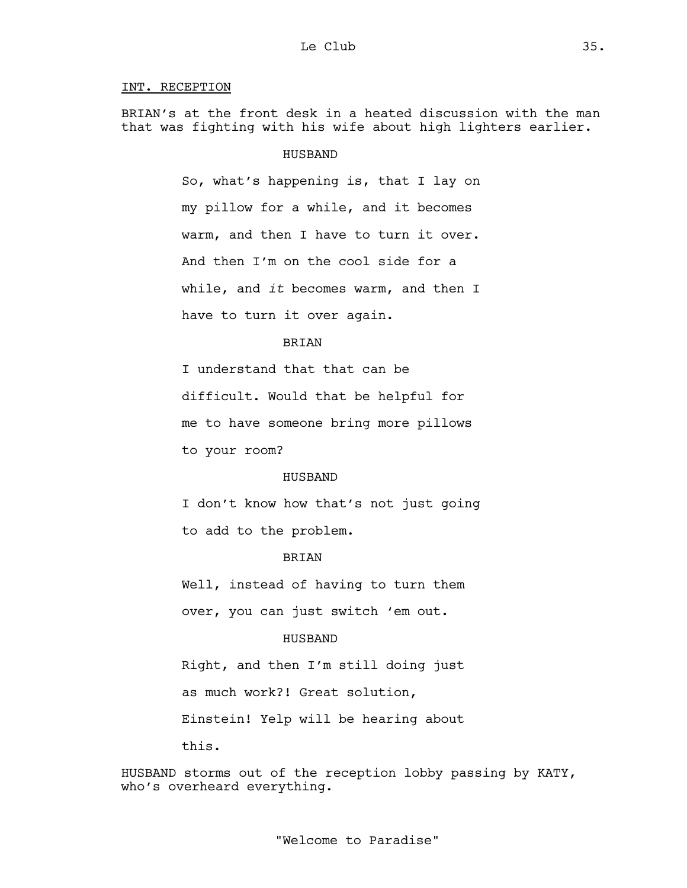INT. RECEPTION

BRIAN's at the front desk in a heated discussion with the man that was fighting with his wife about high lighters earlier.

HUSBAND

So, what's happening is, that I lay on my pillow for a while, and it becomes warm, and then I have to turn it over. And then I'm on the cool side for a while, and *it* becomes warm, and then I have to turn it over again.

BRIAN

I understand that that can be difficult. Would that be helpful for me to have someone bring more pillows to your room?

HUSBAND

I don't know how that's not just going to add to the problem.

BRIAN

Well, instead of having to turn them over, you can just switch 'em out.

HUSBAND

Right, and then I'm still doing just as much work?! Great solution, Einstein! Yelp will be hearing about this.

HUSBAND storms out of the reception lobby passing by KATY, who's overheard everything.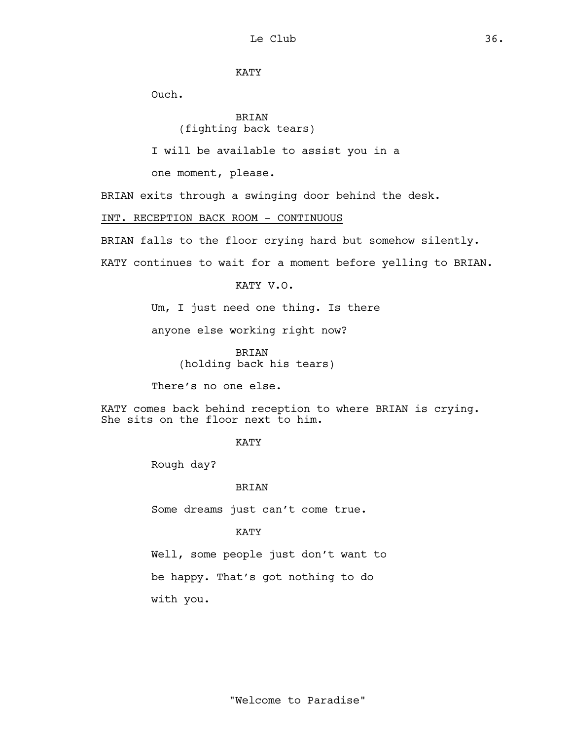KATY

Ouch.

BRIAN
(fighting back tears)

I will be available to assist you in a one moment, please.

BRIAN exits through a swinging door behind the desk.

INT. RECEPTION BACK ROOM - CONTINUOUS

BRIAN falls to the floor crying hard but somehow silently.

KATY continues to wait for a moment before yelling to BRIAN.

KATY V.O.

Um, I just need one thing. Is there anyone else working right now?

BRIAN
(holding back his tears)

There's no one else.

KATY comes back behind reception to where BRIAN is crying. She sits on the floor next to him.

KATY

Rough day?

BRIAN

Some dreams just can't come true.

KATY

Well, some people just don't want to be happy. That's got nothing to do with you.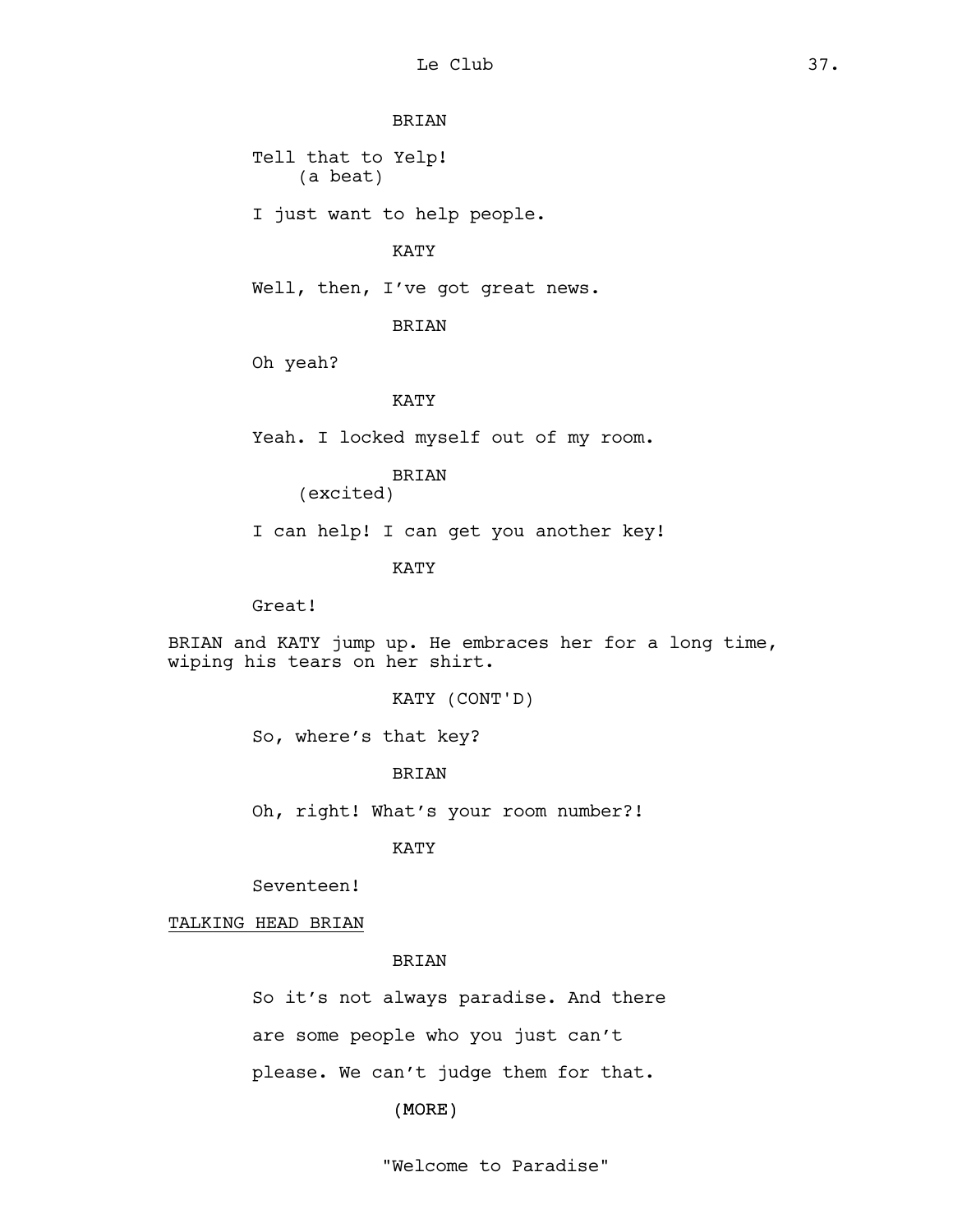BRIAN

Tell that to Yelp!
(a beat)

I just want to help people.

KATY

Well, then, I've got great news.

BRIAN

Oh yeah?

KATY

Yeah. I locked myself out of my room.

BRIAN
(excited)

I can help! I can get you another key!

KATY

Great!

BRIAN and KATY jump up. He embraces her for a long time, wiping his tears on her shirt.

KATY (CONT'D)

So, where's that key?

BRIAN

Oh, right! What's your room number?!

KATY

Seventeen!

<u>TALKING HEAD BRIAN</u>

BRIAN

So it's not always paradise. And there are some people who you just can't please. We can't judge them for that.

(MORE)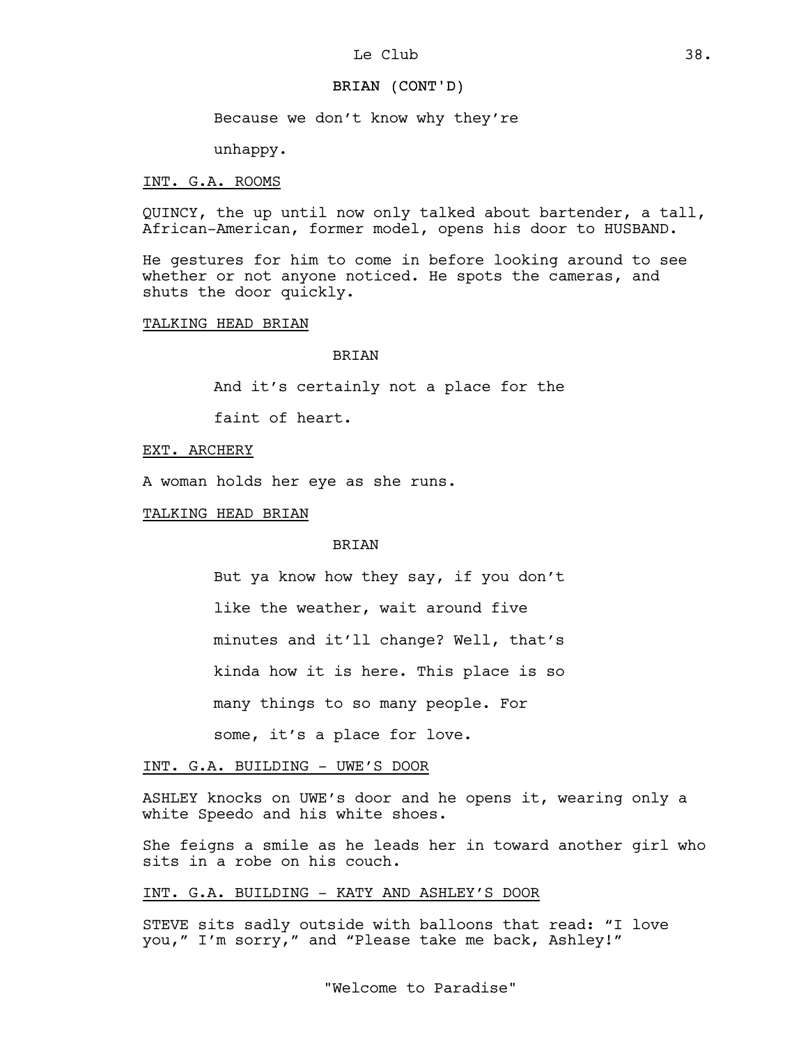BRIAN (CONT'D)

Because we don't know why they're unhappy.

INT. G.A. ROOMS

QUINCY, the up until now only talked about bartender, a tall, African-American, former model, opens his door to HUSBAND.

He gestures for him to come in before looking around to see whether or not anyone noticed. He spots the cameras, and shuts the door quickly.

TALKING HEAD BRIAN

BRIAN

And it's certainly not a place for the faint of heart.

EXT. ARCHERY

A woman holds her eye as she runs.

TALKING HEAD BRIAN

BRIAN

But ya know how they say, if you don't like the weather, wait around five minutes and it'll change? Well, that's kinda how it is here. This place is so many things to so many people. For some, it's a place for love.

INT. G.A. BUILDING - UWE'S DOOR

ASHLEY knocks on UWE's door and he opens it, wearing only a white Speedo and his white shoes.

She feigns a smile as he leads her in toward another girl who sits in a robe on his couch.

INT. G.A. BUILDING - KATY AND ASHLEY'S DOOR

STEVE sits sadly outside with balloons that read: "I love you," I'm sorry," and "Please take me back, Ashley!"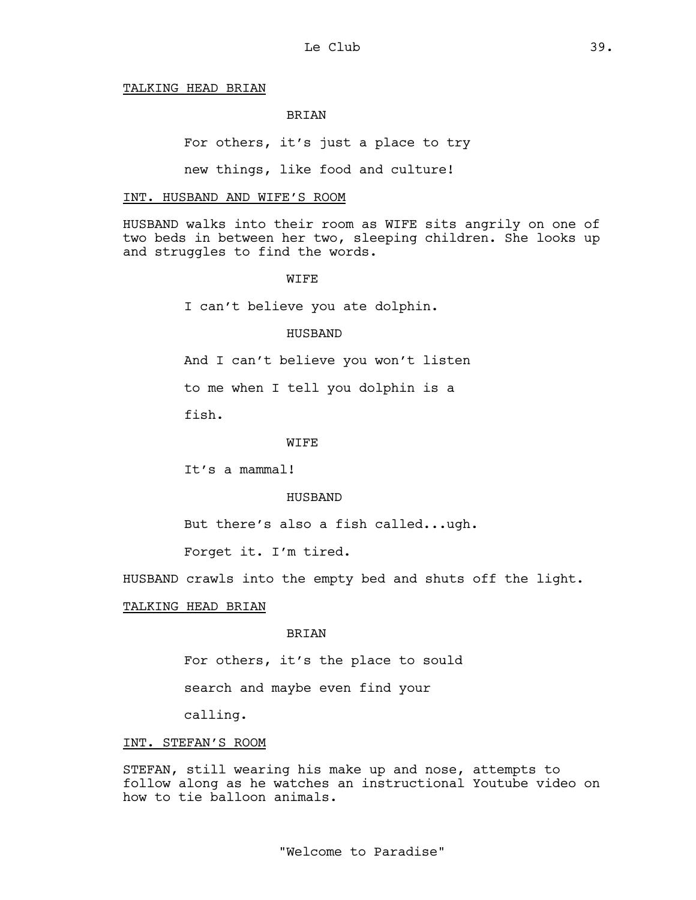TALKING HEAD BRIAN

BRIAN

For others, it's just a place to try new things, like food and culture!

INT. HUSBAND AND WIFE'S ROOM

HUSBAND walks into their room as WIFE sits angrily on one of two beds in between her two, sleeping children. She looks up and struggles to find the words.

WIFE

I can't believe you ate dolphin.

HUSBAND

And I can't believe you won't listen to me when I tell you dolphin is a fish.

WIFE

It's a mammal!

HUSBAND

But there's also a fish called...ugh. Forget it. I'm tired.

HUSBAND crawls into the empty bed and shuts off the light.

TALKING HEAD BRIAN

BRIAN

For others, it's the place to sould search and maybe even find your calling.

INT. STEFAN'S ROOM

STEFAN, still wearing his make up and nose, attempts to follow along as he watches an instructional Youtube video on how to tie balloon animals.

"Welcome to Paradise"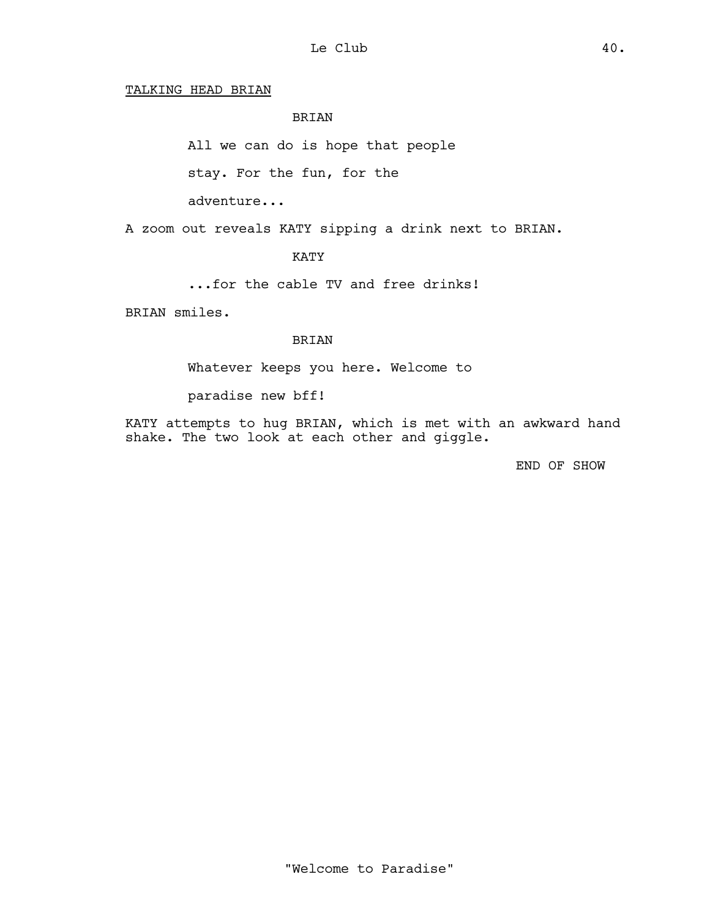TALKING HEAD BRIAN

BRIAN

All we can do is hope that people stay. For the fun, for the adventure...

A zoom out reveals KATY sipping a drink next to BRIAN.

KATY

...for the cable TV and free drinks!

BRIAN smiles.

BRIAN

Whatever keeps you here. Welcome to paradise new bff!

KATY attempts to hug BRIAN, which is met with an awkward hand shake. The two look at each other and giggle.

END OF SHOW